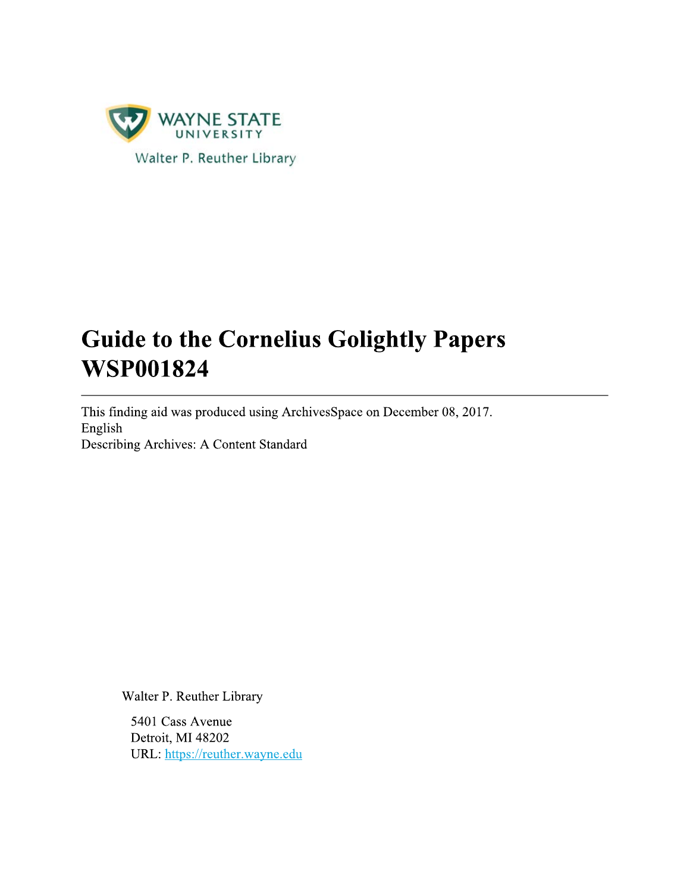WAYNE STATE UNIVERSITY

Walter P. Reuther Library

# Guide to the Cornelius Golightly Papers WSP001824

---

This finding aid was produced using ArchivesSpace on December 08, 2017.
English
Describing Archives: A Content Standard

Walter P. Reuther Library

5401 Cass Avenue
Detroit, MI 48202
URL: https://reuther.wayne.edu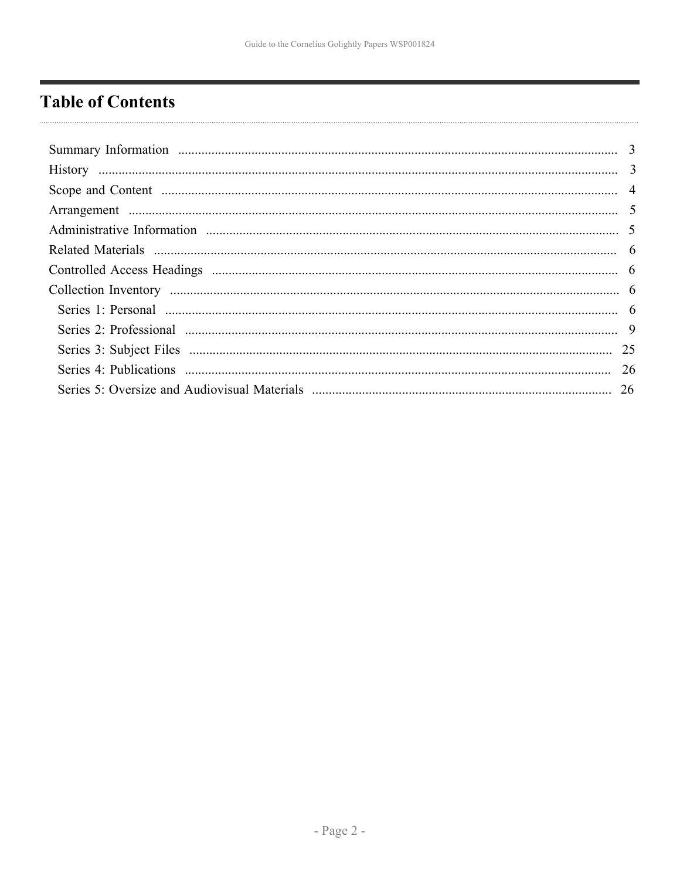# Table of Contents

- Summary Information ..... 3
- History ..... 3
- Scope and Content ..... 4
- Arrangement ..... 5
- Administrative Information ..... 5
- Related Materials ..... 6
- Controlled Access Headings ..... 6
- Collection Inventory ..... 6
  - Series 1: Personal ..... 6
  - Series 2: Professional ..... 9
  - Series 3: Subject Files ..... 25
  - Series 4: Publications ..... 26
  - Series 5: Oversize and Audiovisual Materials ..... 26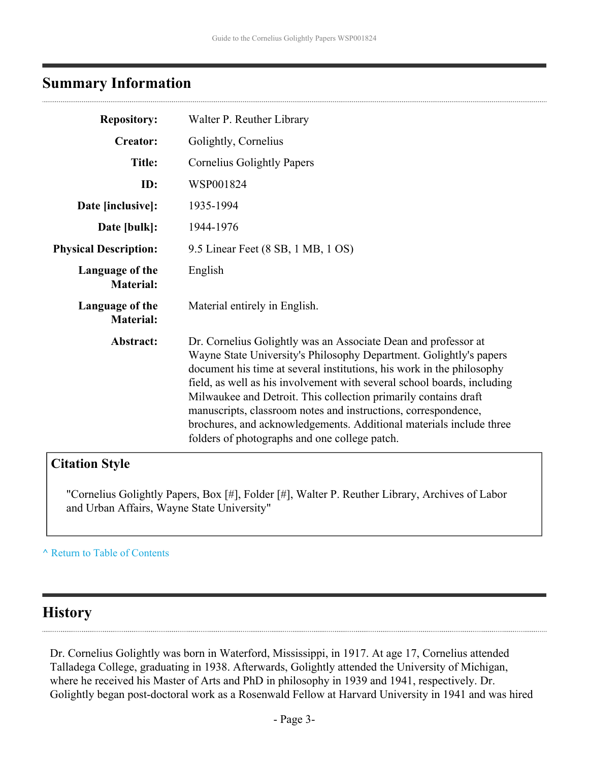## Summary Information

| | |
|---|---|
| **Repository:** | Walter P. Reuther Library |
| **Creator:** | Golightly, Cornelius |
| **Title:** | Cornelius Golightly Papers |
| **ID:** | WSP001824 |
| **Date [inclusive]:** | 1935-1994 |
| **Date [bulk]:** | 1944-1976 |
| **Physical Description:** | 9.5 Linear Feet (8 SB, 1 MB, 1 OS) |
| **Language of the Material:** | English |
| **Language of the Material:** | Material entirely in English. |
| **Abstract:** | Dr. Cornelius Golightly was an Associate Dean and professor at Wayne State University's Philosophy Department. Golightly's papers document his time at several institutions, his work in the philosophy field, as well as his involvement with several school boards, including Milwaukee and Detroit. This collection primarily contains draft manuscripts, classroom notes and instructions, correspondence, brochures, and acknowledgements. Additional materials include three folders of photographs and one college patch. |

### Citation Style

"Cornelius Golightly Papers, Box [#], Folder [#], Walter P. Reuther Library, Archives of Labor and Urban Affairs, Wayne State University"

^ Return to Table of Contents

## History

Dr. Cornelius Golightly was born in Waterford, Mississippi, in 1917. At age 17, Cornelius attended Talladega College, graduating in 1938. Afterwards, Golightly attended the University of Michigan, where he received his Master of Arts and PhD in philosophy in 1939 and 1941, respectively. Dr. Golightly began post-doctoral work as a Rosenwald Fellow at Harvard University in 1941 and was hired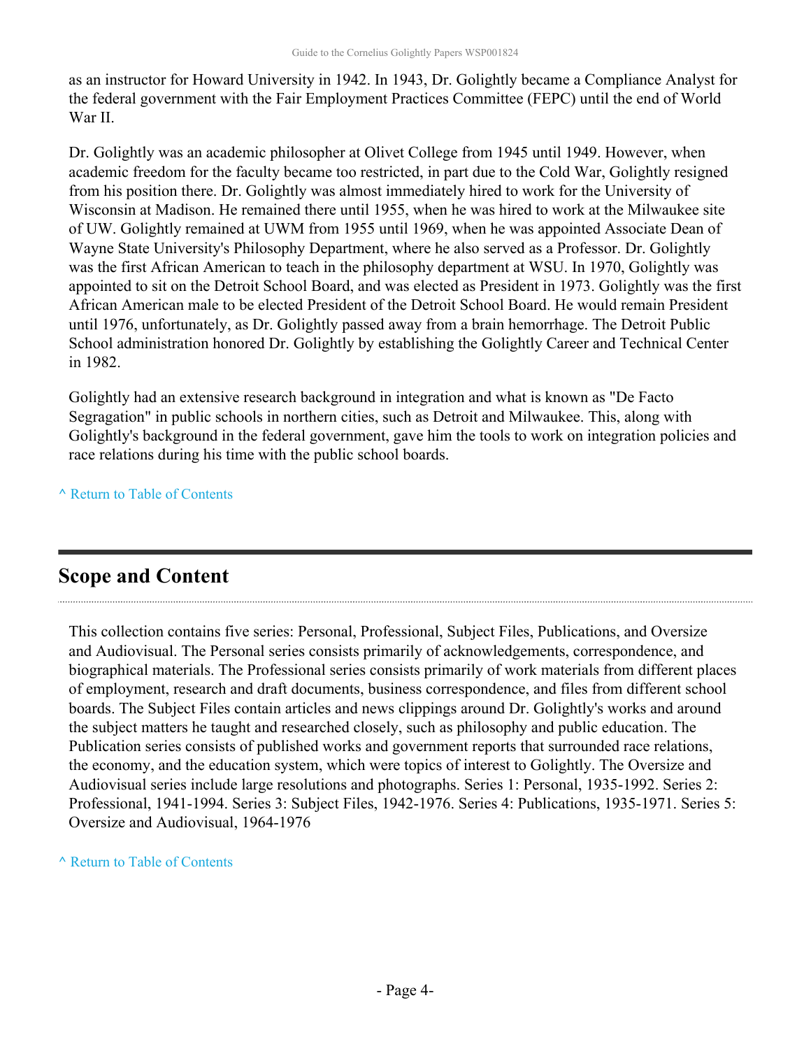as an instructor for Howard University in 1942. In 1943, Dr. Golightly became a Compliance Analyst for the federal government with the Fair Employment Practices Committee (FEPC) until the end of World War II.

Dr. Golightly was an academic philosopher at Olivet College from 1945 until 1949. However, when academic freedom for the faculty became too restricted, in part due to the Cold War, Golightly resigned from his position there. Dr. Golightly was almost immediately hired to work for the University of Wisconsin at Madison. He remained there until 1955, when he was hired to work at the Milwaukee site of UW. Golightly remained at UWM from 1955 until 1969, when he was appointed Associate Dean of Wayne State University's Philosophy Department, where he also served as a Professor. Dr. Golightly was the first African American to teach in the philosophy department at WSU. In 1970, Golightly was appointed to sit on the Detroit School Board, and was elected as President in 1973. Golightly was the first African American male to be elected President of the Detroit School Board. He would remain President until 1976, unfortunately, as Dr. Golightly passed away from a brain hemorrhage. The Detroit Public School administration honored Dr. Golightly by establishing the Golightly Career and Technical Center in 1982.

Golightly had an extensive research background in integration and what is known as "De Facto Segragation" in public schools in northern cities, such as Detroit and Milwaukee. This, along with Golightly's background in the federal government, gave him the tools to work on integration policies and race relations during his time with the public school boards.

^ Return to Table of Contents

## Scope and Content

This collection contains five series: Personal, Professional, Subject Files, Publications, and Oversize and Audiovisual. The Personal series consists primarily of acknowledgements, correspondence, and biographical materials. The Professional series consists primarily of work materials from different places of employment, research and draft documents, business correspondence, and files from different school boards. The Subject Files contain articles and news clippings around Dr. Golightly's works and around the subject matters he taught and researched closely, such as philosophy and public education. The Publication series consists of published works and government reports that surrounded race relations, the economy, and the education system, which were topics of interest to Golightly. The Oversize and Audiovisual series include large resolutions and photographs. Series 1: Personal, 1935-1992. Series 2: Professional, 1941-1994. Series 3: Subject Files, 1942-1976. Series 4: Publications, 1935-1971. Series 5: Oversize and Audiovisual, 1964-1976

^ Return to Table of Contents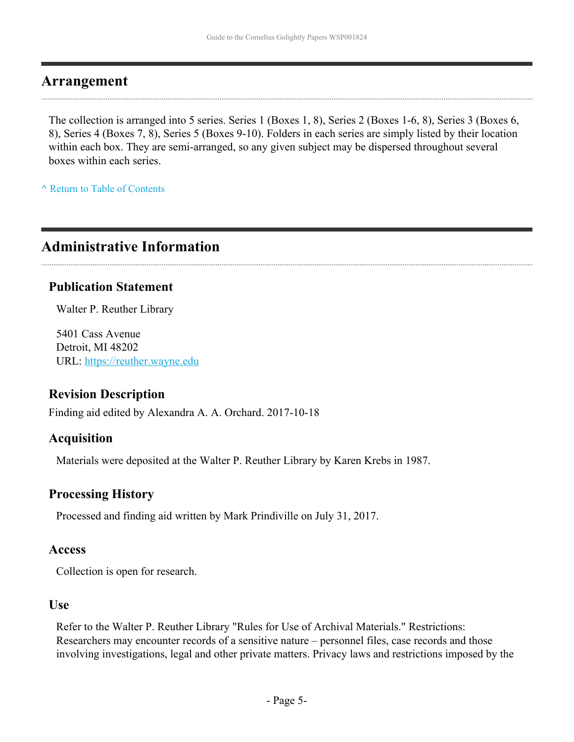## Arrangement

The collection is arranged into 5 series. Series 1 (Boxes 1, 8), Series 2 (Boxes 1-6, 8), Series 3 (Boxes 6, 8), Series 4 (Boxes 7, 8), Series 5 (Boxes 9-10). Folders in each series are simply listed by their location within each box. They are semi-arranged, so any given subject may be dispersed throughout several boxes within each series.

^ Return to Table of Contents

## Administrative Information

### Publication Statement

Walter P. Reuther Library

5401 Cass Avenue
Detroit, MI 48202
URL: https://reuther.wayne.edu

### Revision Description

Finding aid edited by Alexandra A. A. Orchard. 2017-10-18

### Acquisition

Materials were deposited at the Walter P. Reuther Library by Karen Krebs in 1987.

### Processing History

Processed and finding aid written by Mark Prindiville on July 31, 2017.

### Access

Collection is open for research.

### Use

Refer to the Walter P. Reuther Library "Rules for Use of Archival Materials." Restrictions: Researchers may encounter records of a sensitive nature – personnel files, case records and those involving investigations, legal and other private matters. Privacy laws and restrictions imposed by the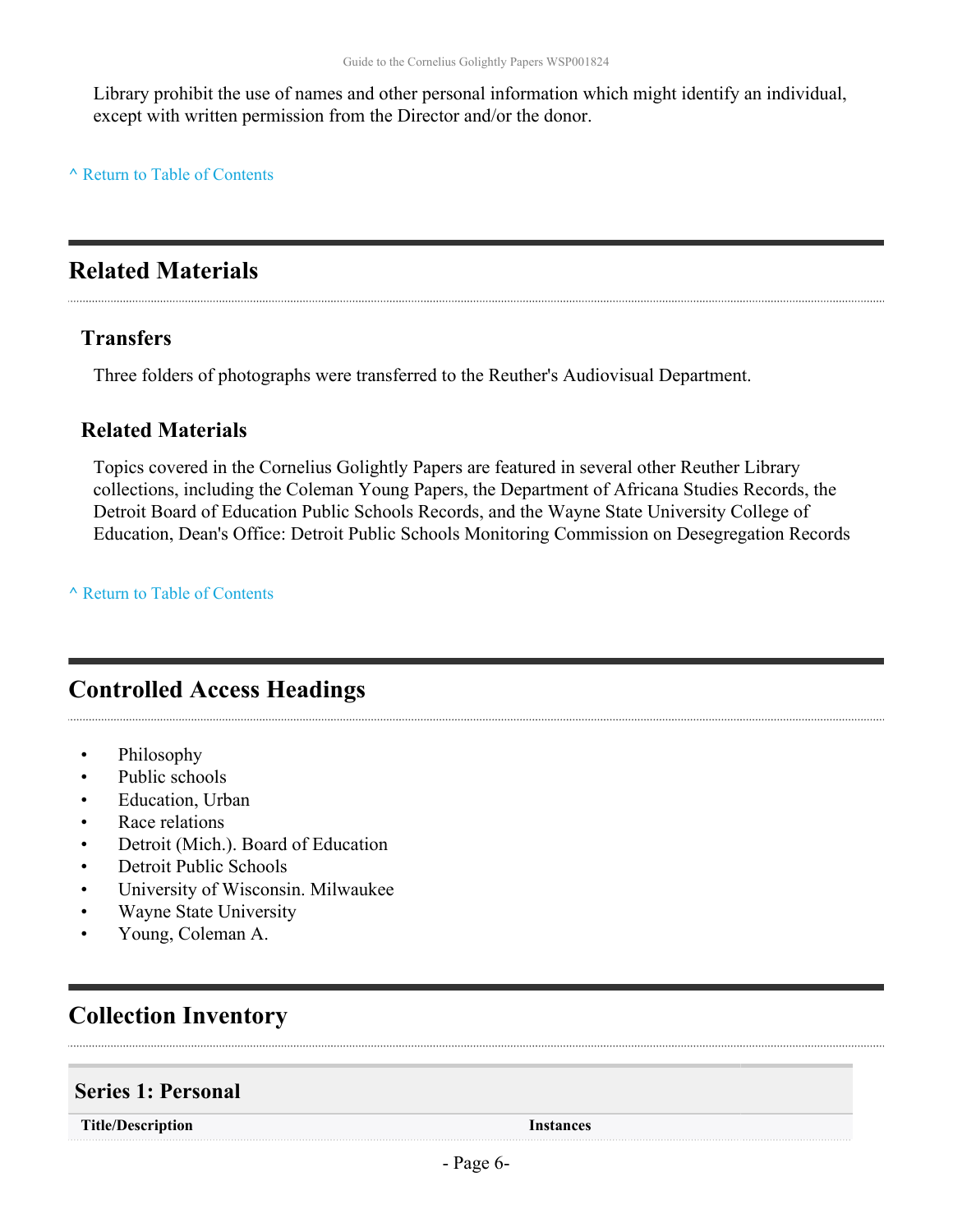Library prohibit the use of names and other personal information which might identify an individual, except with written permission from the Director and/or the donor.

^ Return to Table of Contents

## Related Materials

### Transfers

Three folders of photographs were transferred to the Reuther's Audiovisual Department.

### Related Materials

Topics covered in the Cornelius Golightly Papers are featured in several other Reuther Library collections, including the Coleman Young Papers, the Department of Africana Studies Records, the Detroit Board of Education Public Schools Records, and the Wayne State University College of Education, Dean's Office: Detroit Public Schools Monitoring Commission on Desegregation Records

^ Return to Table of Contents

## Controlled Access Headings

- Philosophy
- Public schools
- Education, Urban
- Race relations
- Detroit (Mich.). Board of Education
- Detroit Public Schools
- University of Wisconsin. Milwaukee
- Wayne State University
- Young, Coleman A.

## Collection Inventory

### Series 1: Personal

| Title/Description | Instances |
| --- | --- |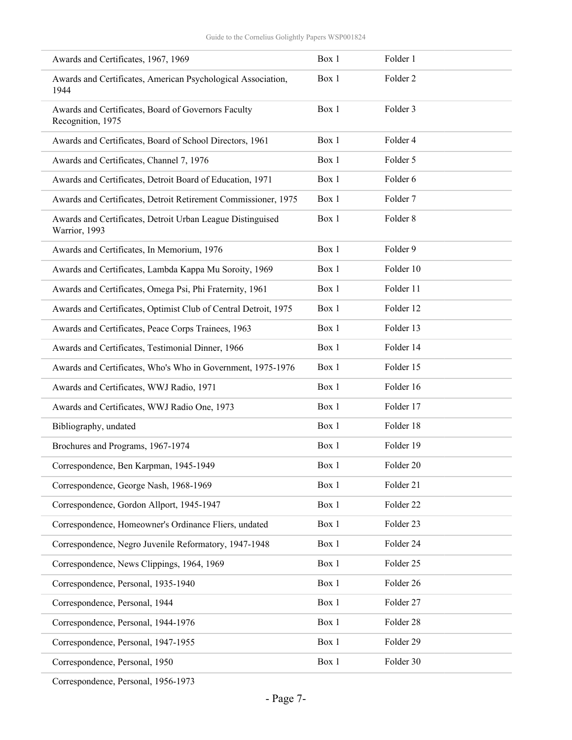| | | |
|---|---|---|
| Awards and Certificates, 1967, 1969 | Box 1 | Folder 1 |
| Awards and Certificates, American Psychological Association, 1944 | Box 1 | Folder 2 |
| Awards and Certificates, Board of Governors Faculty Recognition, 1975 | Box 1 | Folder 3 |
| Awards and Certificates, Board of School Directors, 1961 | Box 1 | Folder 4 |
| Awards and Certificates, Channel 7, 1976 | Box 1 | Folder 5 |
| Awards and Certificates, Detroit Board of Education, 1971 | Box 1 | Folder 6 |
| Awards and Certificates, Detroit Retirement Commissioner, 1975 | Box 1 | Folder 7 |
| Awards and Certificates, Detroit Urban League Distinguised Warrior, 1993 | Box 1 | Folder 8 |
| Awards and Certificates, In Memorium, 1976 | Box 1 | Folder 9 |
| Awards and Certificates, Lambda Kappa Mu Soroity, 1969 | Box 1 | Folder 10 |
| Awards and Certificates, Omega Psi, Phi Fraternity, 1961 | Box 1 | Folder 11 |
| Awards and Certificates, Optimist Club of Central Detroit, 1975 | Box 1 | Folder 12 |
| Awards and Certificates, Peace Corps Trainees, 1963 | Box 1 | Folder 13 |
| Awards and Certificates, Testimonial Dinner, 1966 | Box 1 | Folder 14 |
| Awards and Certificates, Who's Who in Government, 1975-1976 | Box 1 | Folder 15 |
| Awards and Certificates, WWJ Radio, 1971 | Box 1 | Folder 16 |
| Awards and Certificates, WWJ Radio One, 1973 | Box 1 | Folder 17 |
| Bibliography, undated | Box 1 | Folder 18 |
| Brochures and Programs, 1967-1974 | Box 1 | Folder 19 |
| Correspondence, Ben Karpman, 1945-1949 | Box 1 | Folder 20 |
| Correspondence, George Nash, 1968-1969 | Box 1 | Folder 21 |
| Correspondence, Gordon Allport, 1945-1947 | Box 1 | Folder 22 |
| Correspondence, Homeowner's Ordinance Fliers, undated | Box 1 | Folder 23 |
| Correspondence, Negro Juvenile Reformatory, 1947-1948 | Box 1 | Folder 24 |
| Correspondence, News Clippings, 1964, 1969 | Box 1 | Folder 25 |
| Correspondence, Personal, 1935-1940 | Box 1 | Folder 26 |
| Correspondence, Personal, 1944 | Box 1 | Folder 27 |
| Correspondence, Personal, 1944-1976 | Box 1 | Folder 28 |
| Correspondence, Personal, 1947-1955 | Box 1 | Folder 29 |
| Correspondence, Personal, 1950 | Box 1 | Folder 30 |
| Correspondence, Personal, 1956-1973 | | |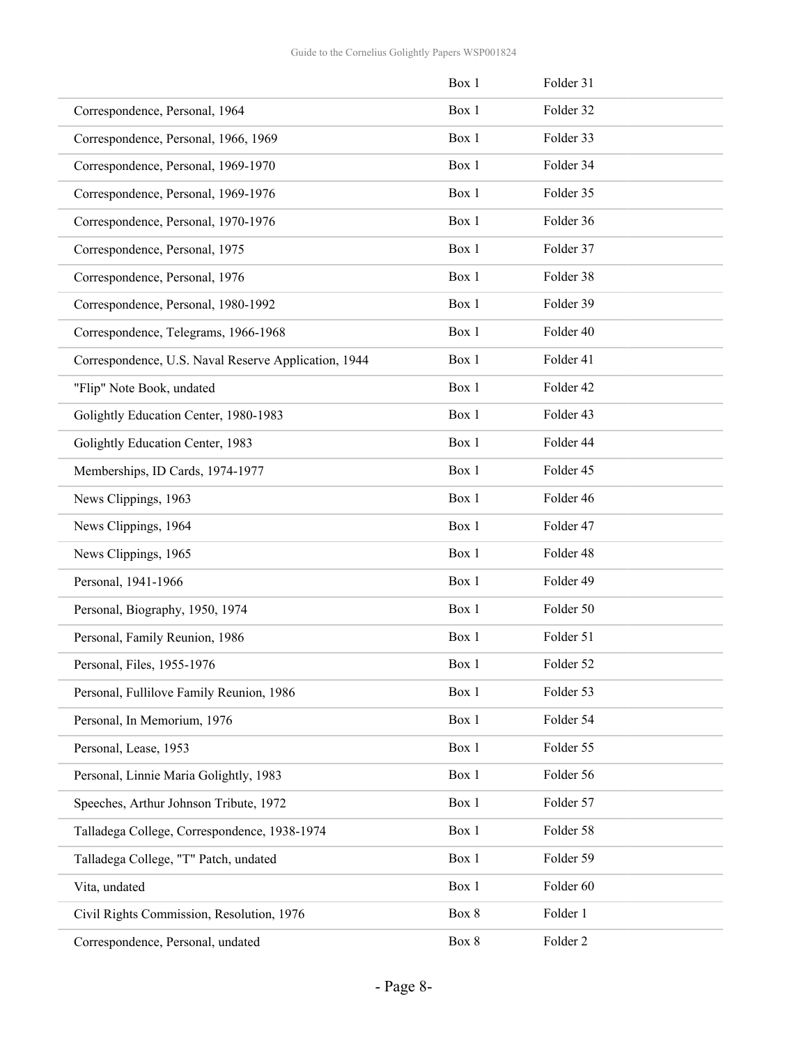| | Box 1 | Folder 31 |
|---|---|---|
| Correspondence, Personal, 1964 | Box 1 | Folder 32 |
| Correspondence, Personal, 1966, 1969 | Box 1 | Folder 33 |
| Correspondence, Personal, 1969-1970 | Box 1 | Folder 34 |
| Correspondence, Personal, 1969-1976 | Box 1 | Folder 35 |
| Correspondence, Personal, 1970-1976 | Box 1 | Folder 36 |
| Correspondence, Personal, 1975 | Box 1 | Folder 37 |
| Correspondence, Personal, 1976 | Box 1 | Folder 38 |
| Correspondence, Personal, 1980-1992 | Box 1 | Folder 39 |
| Correspondence, Telegrams, 1966-1968 | Box 1 | Folder 40 |
| Correspondence, U.S. Naval Reserve Application, 1944 | Box 1 | Folder 41 |
| "Flip" Note Book, undated | Box 1 | Folder 42 |
| Golightly Education Center, 1980-1983 | Box 1 | Folder 43 |
| Golightly Education Center, 1983 | Box 1 | Folder 44 |
| Memberships, ID Cards, 1974-1977 | Box 1 | Folder 45 |
| News Clippings, 1963 | Box 1 | Folder 46 |
| News Clippings, 1964 | Box 1 | Folder 47 |
| News Clippings, 1965 | Box 1 | Folder 48 |
| Personal, 1941-1966 | Box 1 | Folder 49 |
| Personal, Biography, 1950, 1974 | Box 1 | Folder 50 |
| Personal, Family Reunion, 1986 | Box 1 | Folder 51 |
| Personal, Files, 1955-1976 | Box 1 | Folder 52 |
| Personal, Fullilove Family Reunion, 1986 | Box 1 | Folder 53 |
| Personal, In Memorium, 1976 | Box 1 | Folder 54 |
| Personal, Lease, 1953 | Box 1 | Folder 55 |
| Personal, Linnie Maria Golightly, 1983 | Box 1 | Folder 56 |
| Speeches, Arthur Johnson Tribute, 1972 | Box 1 | Folder 57 |
| Talladega College, Correspondence, 1938-1974 | Box 1 | Folder 58 |
| Talladega College, "T" Patch, undated | Box 1 | Folder 59 |
| Vita, undated | Box 1 | Folder 60 |
| Civil Rights Commission, Resolution, 1976 | Box 8 | Folder 1 |
| Correspondence, Personal, undated | Box 8 | Folder 2 |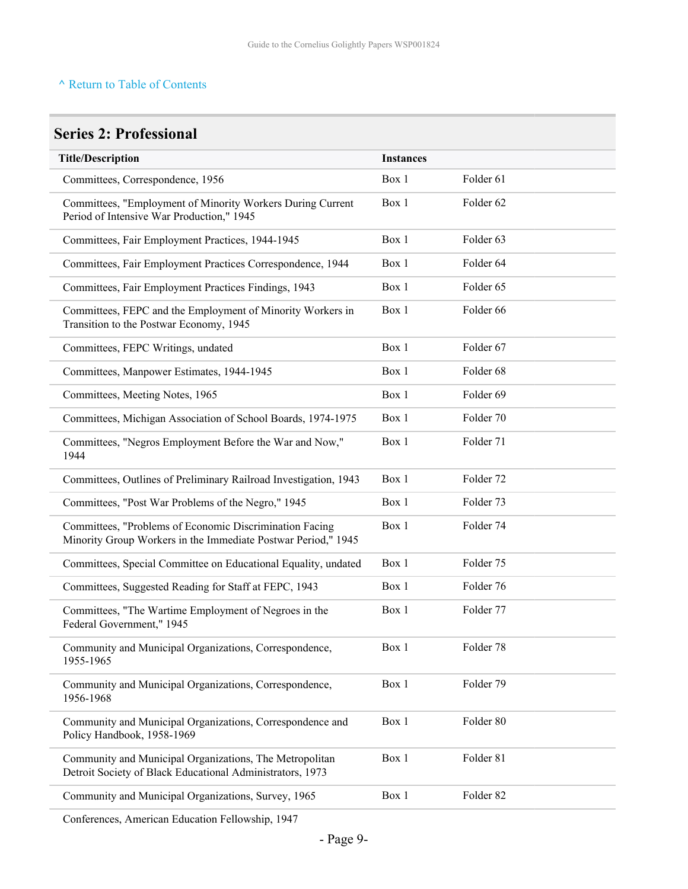^ Return to Table of Contents

## Series 2: Professional

| Title/Description | Instances | |
|---|---|---|
| Committees, Correspondence, 1956 | Box 1 | Folder 61 |
| Committees, "Employment of Minority Workers During Current Period of Intensive War Production," 1945 | Box 1 | Folder 62 |
| Committees, Fair Employment Practices, 1944-1945 | Box 1 | Folder 63 |
| Committees, Fair Employment Practices Correspondence, 1944 | Box 1 | Folder 64 |
| Committees, Fair Employment Practices Findings, 1943 | Box 1 | Folder 65 |
| Committees, FEPC and the Employment of Minority Workers in Transition to the Postwar Economy, 1945 | Box 1 | Folder 66 |
| Committees, FEPC Writings, undated | Box 1 | Folder 67 |
| Committees, Manpower Estimates, 1944-1945 | Box 1 | Folder 68 |
| Committees, Meeting Notes, 1965 | Box 1 | Folder 69 |
| Committees, Michigan Association of School Boards, 1974-1975 | Box 1 | Folder 70 |
| Committees, "Negros Employment Before the War and Now," 1944 | Box 1 | Folder 71 |
| Committees, Outlines of Preliminary Railroad Investigation, 1943 | Box 1 | Folder 72 |
| Committees, "Post War Problems of the Negro," 1945 | Box 1 | Folder 73 |
| Committees, "Problems of Economic Discrimination Facing Minority Group Workers in the Immediate Postwar Period," 1945 | Box 1 | Folder 74 |
| Committees, Special Committee on Educational Equality, undated | Box 1 | Folder 75 |
| Committees, Suggested Reading for Staff at FEPC, 1943 | Box 1 | Folder 76 |
| Committees, "The Wartime Employment of Negroes in the Federal Government," 1945 | Box 1 | Folder 77 |
| Community and Municipal Organizations, Correspondence, 1955-1965 | Box 1 | Folder 78 |
| Community and Municipal Organizations, Correspondence, 1956-1968 | Box 1 | Folder 79 |
| Community and Municipal Organizations, Correspondence and Policy Handbook, 1958-1969 | Box 1 | Folder 80 |
| Community and Municipal Organizations, The Metropolitan Detroit Society of Black Educational Administrators, 1973 | Box 1 | Folder 81 |
| Community and Municipal Organizations, Survey, 1965 | Box 1 | Folder 82 |
| Conferences, American Education Fellowship, 1947 | | |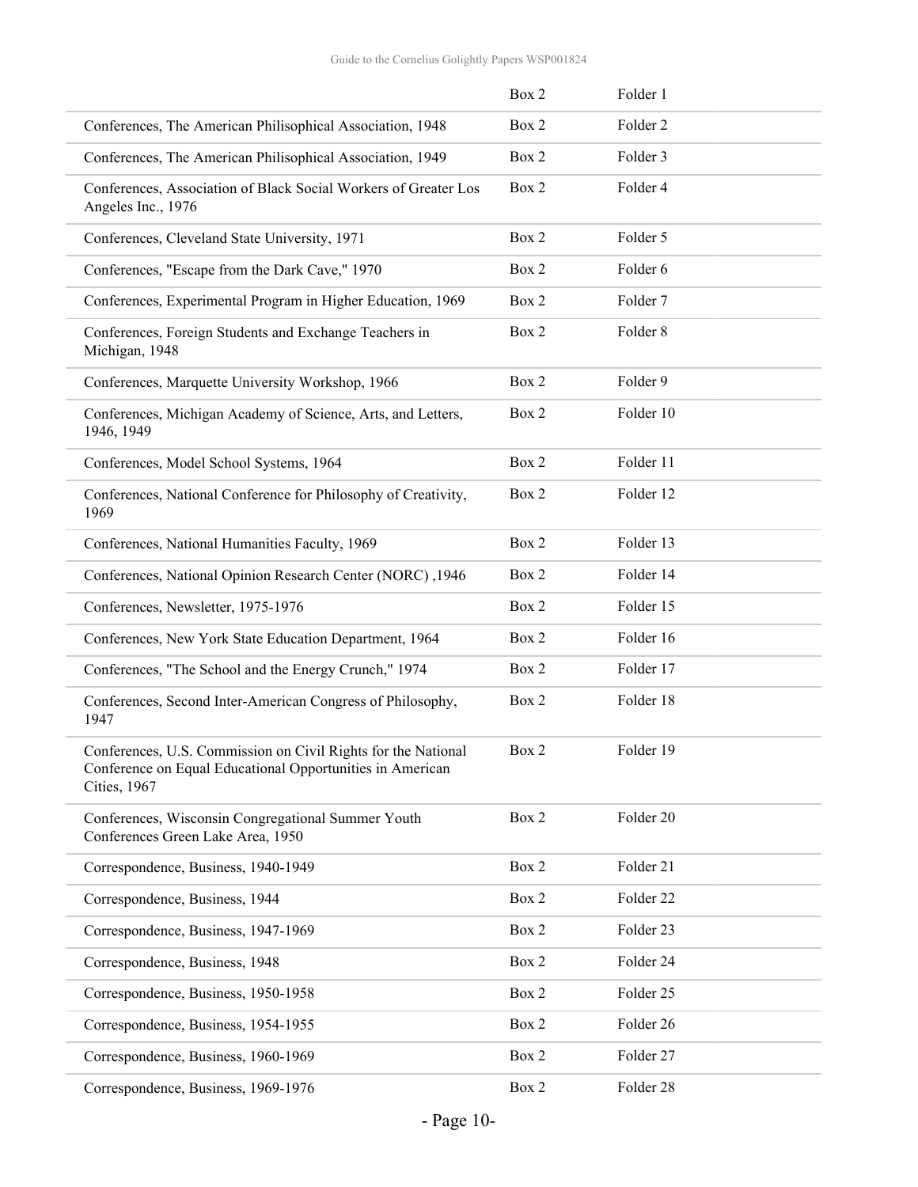| | | |
|---|---|---|
| | Box 2 | Folder 1 |
| Conferences, The American Philisophical Association, 1948 | Box 2 | Folder 2 |
| Conferences, The American Philisophical Association, 1949 | Box 2 | Folder 3 |
| Conferences, Association of Black Social Workers of Greater Los Angeles Inc., 1976 | Box 2 | Folder 4 |
| Conferences, Cleveland State University, 1971 | Box 2 | Folder 5 |
| Conferences, "Escape from the Dark Cave," 1970 | Box 2 | Folder 6 |
| Conferences, Experimental Program in Higher Education, 1969 | Box 2 | Folder 7 |
| Conferences, Foreign Students and Exchange Teachers in Michigan, 1948 | Box 2 | Folder 8 |
| Conferences, Marquette University Workshop, 1966 | Box 2 | Folder 9 |
| Conferences, Michigan Academy of Science, Arts, and Letters, 1946, 1949 | Box 2 | Folder 10 |
| Conferences, Model School Systems, 1964 | Box 2 | Folder 11 |
| Conferences, National Conference for Philosophy of Creativity, 1969 | Box 2 | Folder 12 |
| Conferences, National Humanities Faculty, 1969 | Box 2 | Folder 13 |
| Conferences, National Opinion Research Center (NORC) ,1946 | Box 2 | Folder 14 |
| Conferences, Newsletter, 1975-1976 | Box 2 | Folder 15 |
| Conferences, New York State Education Department, 1964 | Box 2 | Folder 16 |
| Conferences, "The School and the Energy Crunch," 1974 | Box 2 | Folder 17 |
| Conferences, Second Inter-American Congress of Philosophy, 1947 | Box 2 | Folder 18 |
| Conferences, U.S. Commission on Civil Rights for the National Conference on Equal Educational Opportunities in American Cities, 1967 | Box 2 | Folder 19 |
| Conferences, Wisconsin Congregational Summer Youth Conferences Green Lake Area, 1950 | Box 2 | Folder 20 |
| Correspondence, Business, 1940-1949 | Box 2 | Folder 21 |
| Correspondence, Business, 1944 | Box 2 | Folder 22 |
| Correspondence, Business, 1947-1969 | Box 2 | Folder 23 |
| Correspondence, Business, 1948 | Box 2 | Folder 24 |
| Correspondence, Business, 1950-1958 | Box 2 | Folder 25 |
| Correspondence, Business, 1954-1955 | Box 2 | Folder 26 |
| Correspondence, Business, 1960-1969 | Box 2 | Folder 27 |
| Correspondence, Business, 1969-1976 | Box 2 | Folder 28 |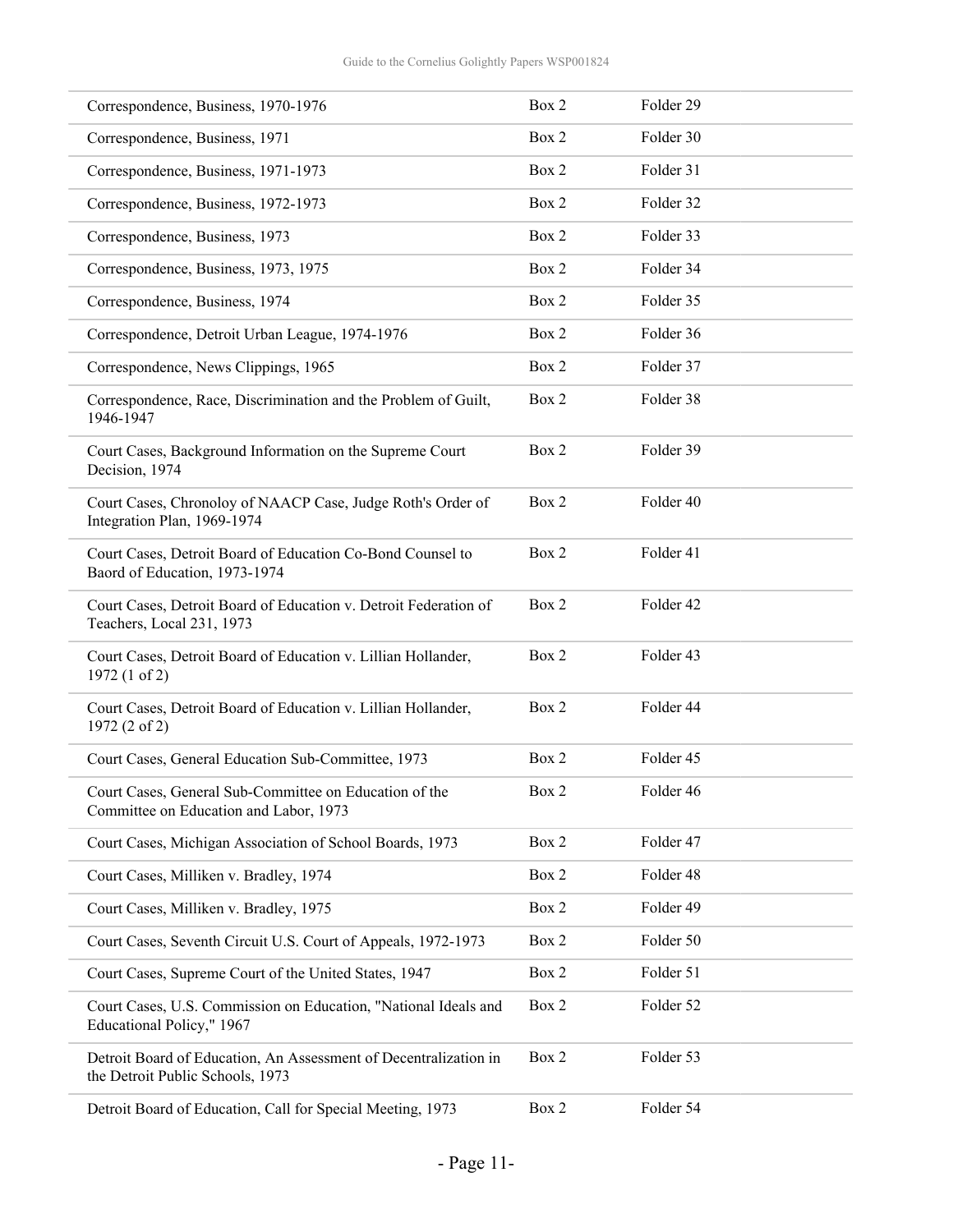| | | |
|---|---|---|
| Correspondence, Business, 1970-1976 | Box 2 | Folder 29 |
| Correspondence, Business, 1971 | Box 2 | Folder 30 |
| Correspondence, Business, 1971-1973 | Box 2 | Folder 31 |
| Correspondence, Business, 1972-1973 | Box 2 | Folder 32 |
| Correspondence, Business, 1973 | Box 2 | Folder 33 |
| Correspondence, Business, 1973, 1975 | Box 2 | Folder 34 |
| Correspondence, Business, 1974 | Box 2 | Folder 35 |
| Correspondence, Detroit Urban League, 1974-1976 | Box 2 | Folder 36 |
| Correspondence, News Clippings, 1965 | Box 2 | Folder 37 |
| Correspondence, Race, Discrimination and the Problem of Guilt, 1946-1947 | Box 2 | Folder 38 |
| Court Cases, Background Information on the Supreme Court Decision, 1974 | Box 2 | Folder 39 |
| Court Cases, Chronoloy of NAACP Case, Judge Roth's Order of Integration Plan, 1969-1974 | Box 2 | Folder 40 |
| Court Cases, Detroit Board of Education Co-Bond Counsel to Baord of Education, 1973-1974 | Box 2 | Folder 41 |
| Court Cases, Detroit Board of Education v. Detroit Federation of Teachers, Local 231, 1973 | Box 2 | Folder 42 |
| Court Cases, Detroit Board of Education v. Lillian Hollander, 1972 (1 of 2) | Box 2 | Folder 43 |
| Court Cases, Detroit Board of Education v. Lillian Hollander, 1972 (2 of 2) | Box 2 | Folder 44 |
| Court Cases, General Education Sub-Committee, 1973 | Box 2 | Folder 45 |
| Court Cases, General Sub-Committee on Education of the Committee on Education and Labor, 1973 | Box 2 | Folder 46 |
| Court Cases, Michigan Association of School Boards, 1973 | Box 2 | Folder 47 |
| Court Cases, Milliken v. Bradley, 1974 | Box 2 | Folder 48 |
| Court Cases, Milliken v. Bradley, 1975 | Box 2 | Folder 49 |
| Court Cases, Seventh Circuit U.S. Court of Appeals, 1972-1973 | Box 2 | Folder 50 |
| Court Cases, Supreme Court of the United States, 1947 | Box 2 | Folder 51 |
| Court Cases, U.S. Commission on Education, "National Ideals and Educational Policy," 1967 | Box 2 | Folder 52 |
| Detroit Board of Education, An Assessment of Decentralization in the Detroit Public Schools, 1973 | Box 2 | Folder 53 |
| Detroit Board of Education, Call for Special Meeting, 1973 | Box 2 | Folder 54 |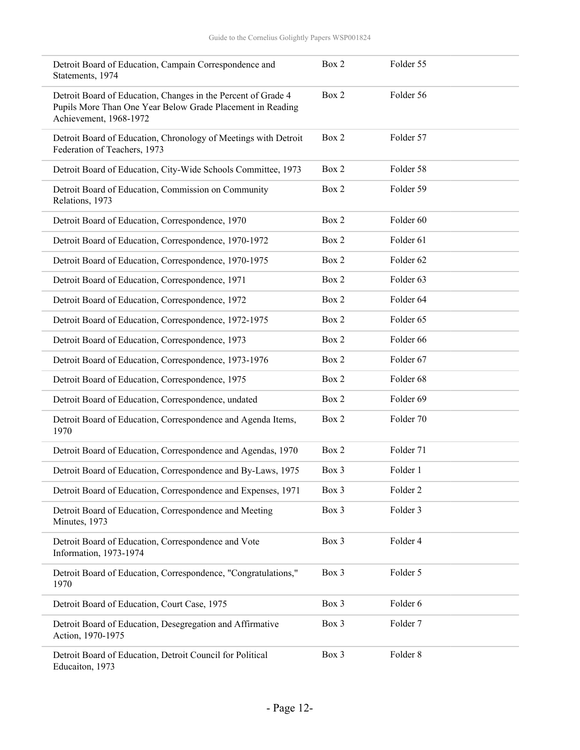| | | |
|---|---|---|
| Detroit Board of Education, Campain Correspondence and Statements, 1974 | Box 2 | Folder 55 |
| Detroit Board of Education, Changes in the Percent of Grade 4 Pupils More Than One Year Below Grade Placement in Reading Achievement, 1968-1972 | Box 2 | Folder 56 |
| Detroit Board of Education, Chronology of Meetings with Detroit Federation of Teachers, 1973 | Box 2 | Folder 57 |
| Detroit Board of Education, City-Wide Schools Committee, 1973 | Box 2 | Folder 58 |
| Detroit Board of Education, Commission on Community Relations, 1973 | Box 2 | Folder 59 |
| Detroit Board of Education, Correspondence, 1970 | Box 2 | Folder 60 |
| Detroit Board of Education, Correspondence, 1970-1972 | Box 2 | Folder 61 |
| Detroit Board of Education, Correspondence, 1970-1975 | Box 2 | Folder 62 |
| Detroit Board of Education, Correspondence, 1971 | Box 2 | Folder 63 |
| Detroit Board of Education, Correspondence, 1972 | Box 2 | Folder 64 |
| Detroit Board of Education, Correspondence, 1972-1975 | Box 2 | Folder 65 |
| Detroit Board of Education, Correspondence, 1973 | Box 2 | Folder 66 |
| Detroit Board of Education, Correspondence, 1973-1976 | Box 2 | Folder 67 |
| Detroit Board of Education, Correspondence, 1975 | Box 2 | Folder 68 |
| Detroit Board of Education, Correspondence, undated | Box 2 | Folder 69 |
| Detroit Board of Education, Correspondence and Agenda Items, 1970 | Box 2 | Folder 70 |
| Detroit Board of Education, Correspondence and Agendas, 1970 | Box 2 | Folder 71 |
| Detroit Board of Education, Correspondence and By-Laws, 1975 | Box 3 | Folder 1 |
| Detroit Board of Education, Correspondence and Expenses, 1971 | Box 3 | Folder 2 |
| Detroit Board of Education, Correspondence and Meeting Minutes, 1973 | Box 3 | Folder 3 |
| Detroit Board of Education, Correspondence and Vote Information, 1973-1974 | Box 3 | Folder 4 |
| Detroit Board of Education, Correspondence, "Congratulations," 1970 | Box 3 | Folder 5 |
| Detroit Board of Education, Court Case, 1975 | Box 3 | Folder 6 |
| Detroit Board of Education, Desegregation and Affirmative Action, 1970-1975 | Box 3 | Folder 7 |
| Detroit Board of Education, Detroit Council for Political Educaiton, 1973 | Box 3 | Folder 8 |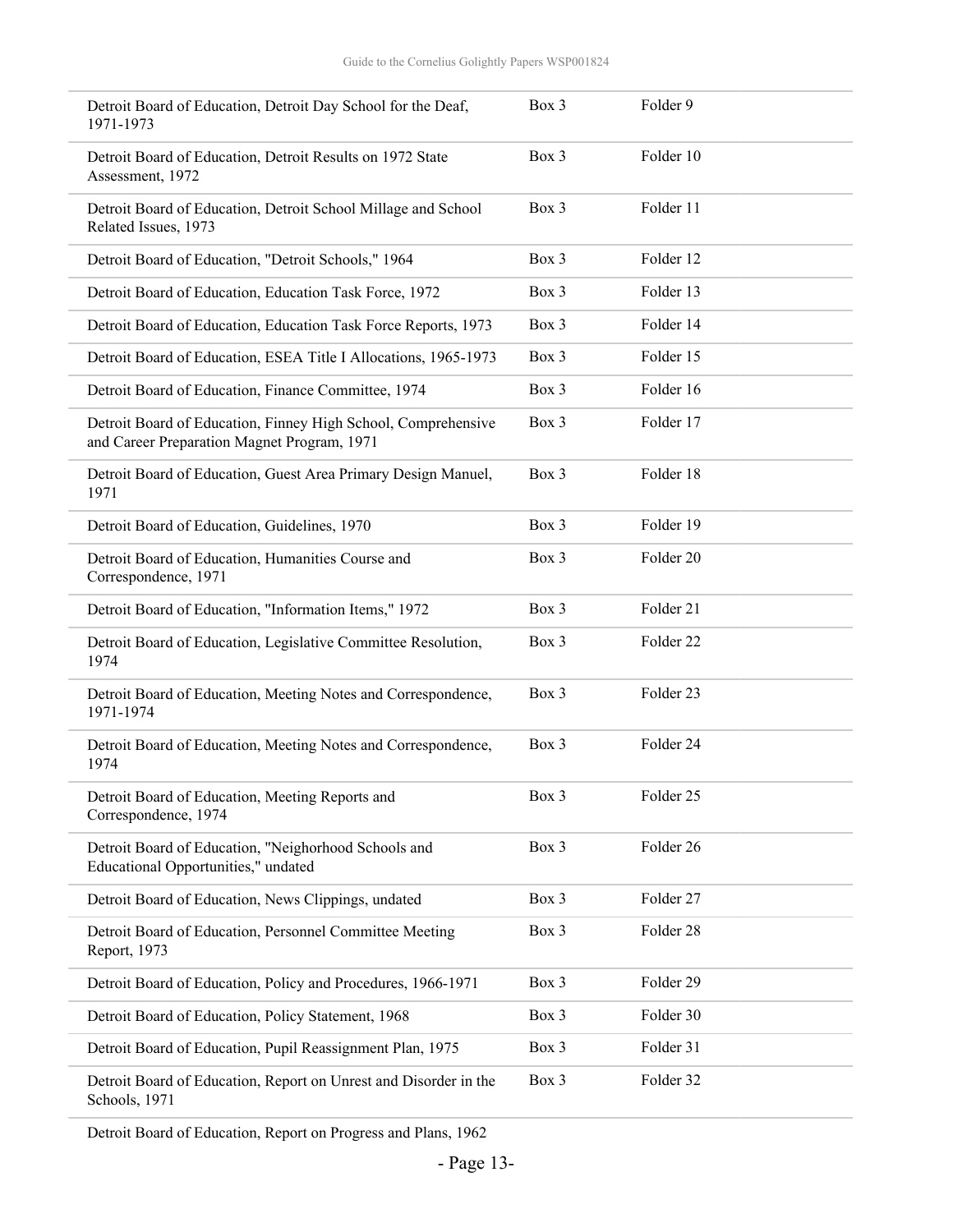| | | |
|---|---|---|
| Detroit Board of Education, Detroit Day School for the Deaf, 1971-1973 | Box 3 | Folder 9 |
| Detroit Board of Education, Detroit Results on 1972 State Assessment, 1972 | Box 3 | Folder 10 |
| Detroit Board of Education, Detroit School Millage and School Related Issues, 1973 | Box 3 | Folder 11 |
| Detroit Board of Education, "Detroit Schools," 1964 | Box 3 | Folder 12 |
| Detroit Board of Education, Education Task Force, 1972 | Box 3 | Folder 13 |
| Detroit Board of Education, Education Task Force Reports, 1973 | Box 3 | Folder 14 |
| Detroit Board of Education, ESEA Title I Allocations, 1965-1973 | Box 3 | Folder 15 |
| Detroit Board of Education, Finance Committee, 1974 | Box 3 | Folder 16 |
| Detroit Board of Education, Finney High School, Comprehensive and Career Preparation Magnet Program, 1971 | Box 3 | Folder 17 |
| Detroit Board of Education, Guest Area Primary Design Manuel, 1971 | Box 3 | Folder 18 |
| Detroit Board of Education, Guidelines, 1970 | Box 3 | Folder 19 |
| Detroit Board of Education, Humanities Course and Correspondence, 1971 | Box 3 | Folder 20 |
| Detroit Board of Education, "Information Items," 1972 | Box 3 | Folder 21 |
| Detroit Board of Education, Legislative Committee Resolution, 1974 | Box 3 | Folder 22 |
| Detroit Board of Education, Meeting Notes and Correspondence, 1971-1974 | Box 3 | Folder 23 |
| Detroit Board of Education, Meeting Notes and Correspondence, 1974 | Box 3 | Folder 24 |
| Detroit Board of Education, Meeting Reports and Correspondence, 1974 | Box 3 | Folder 25 |
| Detroit Board of Education, "Neighorhood Schools and Educational Opportunities," undated | Box 3 | Folder 26 |
| Detroit Board of Education, News Clippings, undated | Box 3 | Folder 27 |
| Detroit Board of Education, Personnel Committee Meeting Report, 1973 | Box 3 | Folder 28 |
| Detroit Board of Education, Policy and Procedures, 1966-1971 | Box 3 | Folder 29 |
| Detroit Board of Education, Policy Statement, 1968 | Box 3 | Folder 30 |
| Detroit Board of Education, Pupil Reassignment Plan, 1975 | Box 3 | Folder 31 |
| Detroit Board of Education, Report on Unrest and Disorder in the Schools, 1971 | Box 3 | Folder 32 |
| Detroit Board of Education, Report on Progress and Plans, 1962 | | |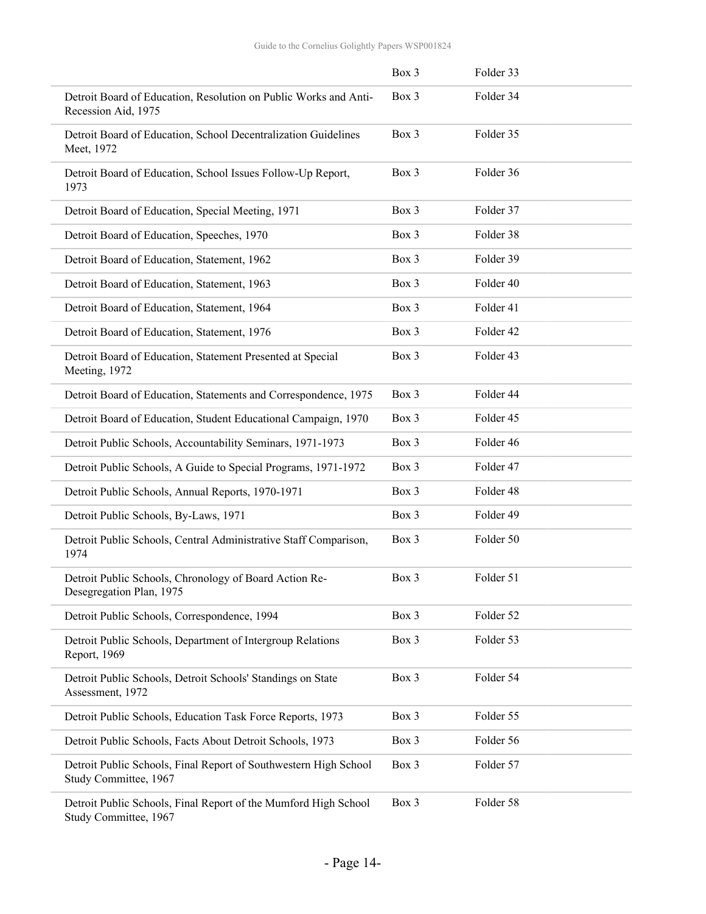| | | |
|---|---|---|
| | Box 3 | Folder 33 |
| Detroit Board of Education, Resolution on Public Works and Anti-Recession Aid, 1975 | Box 3 | Folder 34 |
| Detroit Board of Education, School Decentralization Guidelines Meet, 1972 | Box 3 | Folder 35 |
| Detroit Board of Education, School Issues Follow-Up Report, 1973 | Box 3 | Folder 36 |
| Detroit Board of Education, Special Meeting, 1971 | Box 3 | Folder 37 |
| Detroit Board of Education, Speeches, 1970 | Box 3 | Folder 38 |
| Detroit Board of Education, Statement, 1962 | Box 3 | Folder 39 |
| Detroit Board of Education, Statement, 1963 | Box 3 | Folder 40 |
| Detroit Board of Education, Statement, 1964 | Box 3 | Folder 41 |
| Detroit Board of Education, Statement, 1976 | Box 3 | Folder 42 |
| Detroit Board of Education, Statement Presented at Special Meeting, 1972 | Box 3 | Folder 43 |
| Detroit Board of Education, Statements and Correspondence, 1975 | Box 3 | Folder 44 |
| Detroit Board of Education, Student Educational Campaign, 1970 | Box 3 | Folder 45 |
| Detroit Public Schools, Accountability Seminars, 1971-1973 | Box 3 | Folder 46 |
| Detroit Public Schools, A Guide to Special Programs, 1971-1972 | Box 3 | Folder 47 |
| Detroit Public Schools, Annual Reports, 1970-1971 | Box 3 | Folder 48 |
| Detroit Public Schools, By-Laws, 1971 | Box 3 | Folder 49 |
| Detroit Public Schools, Central Administrative Staff Comparison, 1974 | Box 3 | Folder 50 |
| Detroit Public Schools, Chronology of Board Action Re-Desegregation Plan, 1975 | Box 3 | Folder 51 |
| Detroit Public Schools, Correspondence, 1994 | Box 3 | Folder 52 |
| Detroit Public Schools, Department of Intergroup Relations Report, 1969 | Box 3 | Folder 53 |
| Detroit Public Schools, Detroit Schools' Standings on State Assessment, 1972 | Box 3 | Folder 54 |
| Detroit Public Schools, Education Task Force Reports, 1973 | Box 3 | Folder 55 |
| Detroit Public Schools, Facts About Detroit Schools, 1973 | Box 3 | Folder 56 |
| Detroit Public Schools, Final Report of Southwestern High School Study Committee, 1967 | Box 3 | Folder 57 |
| Detroit Public Schools, Final Report of the Mumford High School Study Committee, 1967 | Box 3 | Folder 58 |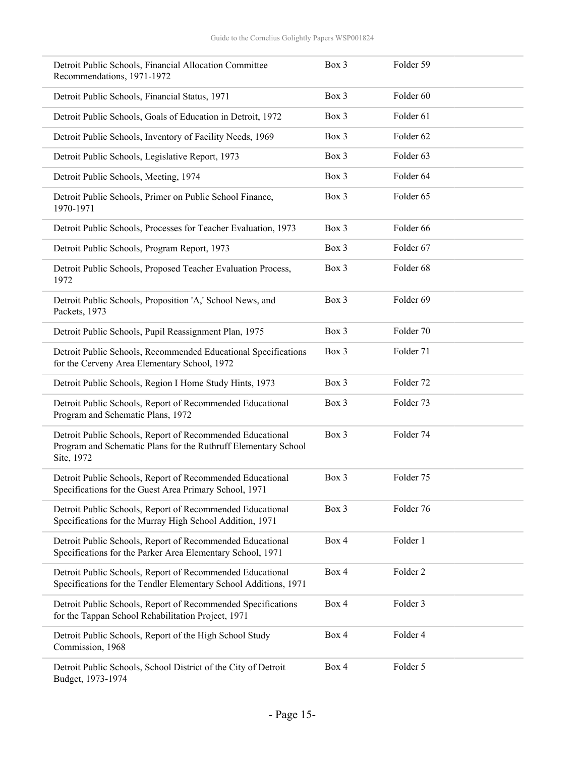| Detroit Public Schools, Financial Allocation Committee Recommendations, 1971-1972 | Box 3 | Folder 59 |
|---|---|---|
| Detroit Public Schools, Financial Status, 1971 | Box 3 | Folder 60 |
| Detroit Public Schools, Goals of Education in Detroit, 1972 | Box 3 | Folder 61 |
| Detroit Public Schools, Inventory of Facility Needs, 1969 | Box 3 | Folder 62 |
| Detroit Public Schools, Legislative Report, 1973 | Box 3 | Folder 63 |
| Detroit Public Schools, Meeting, 1974 | Box 3 | Folder 64 |
| Detroit Public Schools, Primer on Public School Finance, 1970-1971 | Box 3 | Folder 65 |
| Detroit Public Schools, Processes for Teacher Evaluation, 1973 | Box 3 | Folder 66 |
| Detroit Public Schools, Program Report, 1973 | Box 3 | Folder 67 |
| Detroit Public Schools, Proposed Teacher Evaluation Process, 1972 | Box 3 | Folder 68 |
| Detroit Public Schools, Proposition 'A,' School News, and Packets, 1973 | Box 3 | Folder 69 |
| Detroit Public Schools, Pupil Reassignment Plan, 1975 | Box 3 | Folder 70 |
| Detroit Public Schools, Recommended Educational Specifications for the Cerveny Area Elementary School, 1972 | Box 3 | Folder 71 |
| Detroit Public Schools, Region I Home Study Hints, 1973 | Box 3 | Folder 72 |
| Detroit Public Schools, Report of Recommended Educational Program and Schematic Plans, 1972 | Box 3 | Folder 73 |
| Detroit Public Schools, Report of Recommended Educational Program and Schematic Plans for the Ruthruff Elementary School Site, 1972 | Box 3 | Folder 74 |
| Detroit Public Schools, Report of Recommended Educational Specifications for the Guest Area Primary School, 1971 | Box 3 | Folder 75 |
| Detroit Public Schools, Report of Recommended Educational Specifications for the Murray High School Addition, 1971 | Box 3 | Folder 76 |
| Detroit Public Schools, Report of Recommended Educational Specifications for the Parker Area Elementary School, 1971 | Box 4 | Folder 1 |
| Detroit Public Schools, Report of Recommended Educational Specifications for the Tendler Elementary School Additions, 1971 | Box 4 | Folder 2 |
| Detroit Public Schools, Report of Recommended Specifications for the Tappan School Rehabilitation Project, 1971 | Box 4 | Folder 3 |
| Detroit Public Schools, Report of the High School Study Commission, 1968 | Box 4 | Folder 4 |
| Detroit Public Schools, School District of the City of Detroit Budget, 1973-1974 | Box 4 | Folder 5 |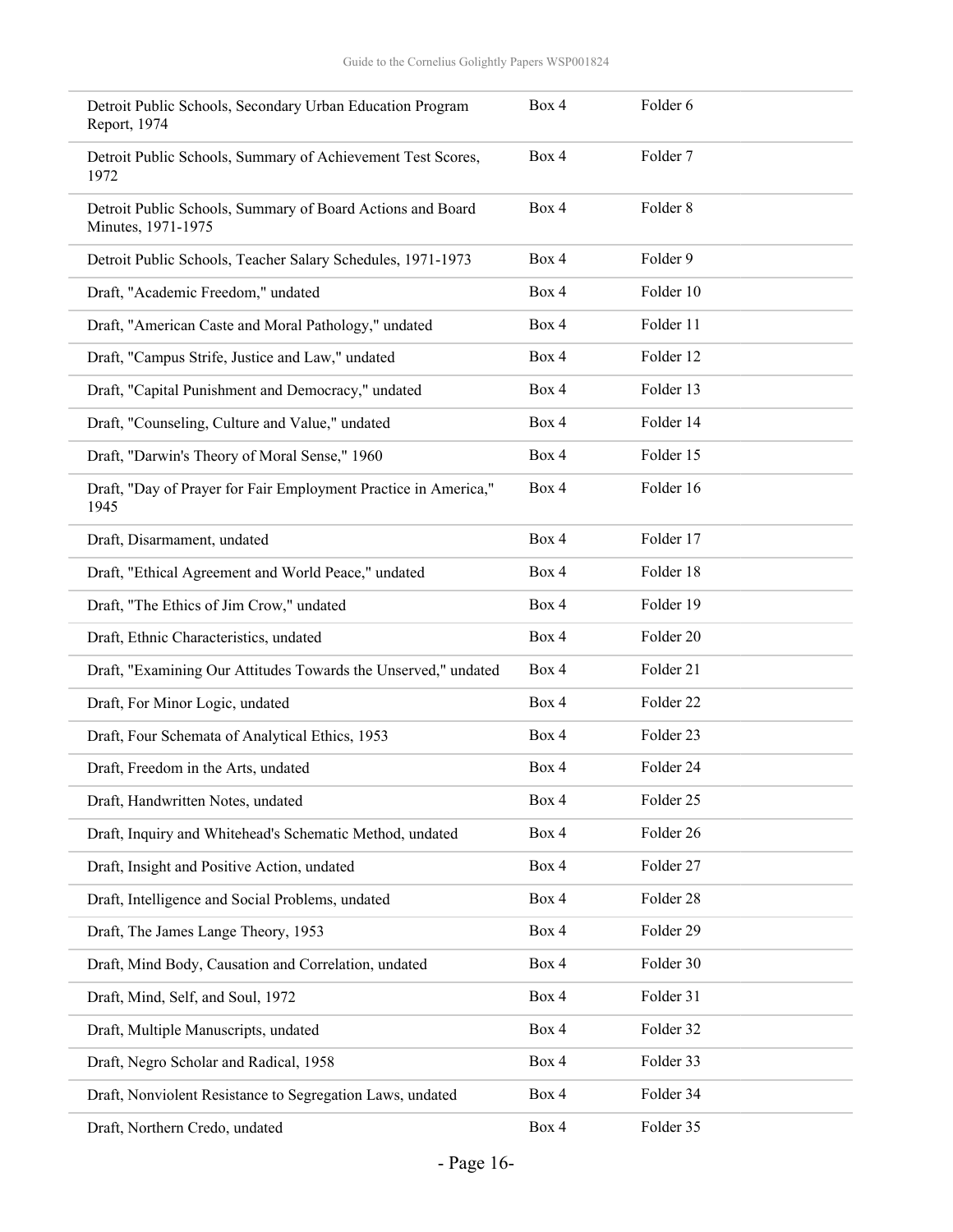| | | |
|---|---|---|
| Detroit Public Schools, Secondary Urban Education Program Report, 1974 | Box 4 | Folder 6 |
| Detroit Public Schools, Summary of Achievement Test Scores, 1972 | Box 4 | Folder 7 |
| Detroit Public Schools, Summary of Board Actions and Board Minutes, 1971-1975 | Box 4 | Folder 8 |
| Detroit Public Schools, Teacher Salary Schedules, 1971-1973 | Box 4 | Folder 9 |
| Draft, "Academic Freedom," undated | Box 4 | Folder 10 |
| Draft, "American Caste and Moral Pathology," undated | Box 4 | Folder 11 |
| Draft, "Campus Strife, Justice and Law," undated | Box 4 | Folder 12 |
| Draft, "Capital Punishment and Democracy," undated | Box 4 | Folder 13 |
| Draft, "Counseling, Culture and Value," undated | Box 4 | Folder 14 |
| Draft, "Darwin's Theory of Moral Sense," 1960 | Box 4 | Folder 15 |
| Draft, "Day of Prayer for Fair Employment Practice in America," 1945 | Box 4 | Folder 16 |
| Draft, Disarmament, undated | Box 4 | Folder 17 |
| Draft, "Ethical Agreement and World Peace," undated | Box 4 | Folder 18 |
| Draft, "The Ethics of Jim Crow," undated | Box 4 | Folder 19 |
| Draft, Ethnic Characteristics, undated | Box 4 | Folder 20 |
| Draft, "Examining Our Attitudes Towards the Unserved," undated | Box 4 | Folder 21 |
| Draft, For Minor Logic, undated | Box 4 | Folder 22 |
| Draft, Four Schemata of Analytical Ethics, 1953 | Box 4 | Folder 23 |
| Draft, Freedom in the Arts, undated | Box 4 | Folder 24 |
| Draft, Handwritten Notes, undated | Box 4 | Folder 25 |
| Draft, Inquiry and Whitehead's Schematic Method, undated | Box 4 | Folder 26 |
| Draft, Insight and Positive Action, undated | Box 4 | Folder 27 |
| Draft, Intelligence and Social Problems, undated | Box 4 | Folder 28 |
| Draft, The James Lange Theory, 1953 | Box 4 | Folder 29 |
| Draft, Mind Body, Causation and Correlation, undated | Box 4 | Folder 30 |
| Draft, Mind, Self, and Soul, 1972 | Box 4 | Folder 31 |
| Draft, Multiple Manuscripts, undated | Box 4 | Folder 32 |
| Draft, Negro Scholar and Radical, 1958 | Box 4 | Folder 33 |
| Draft, Nonviolent Resistance to Segregation Laws, undated | Box 4 | Folder 34 |
| Draft, Northern Credo, undated | Box 4 | Folder 35 |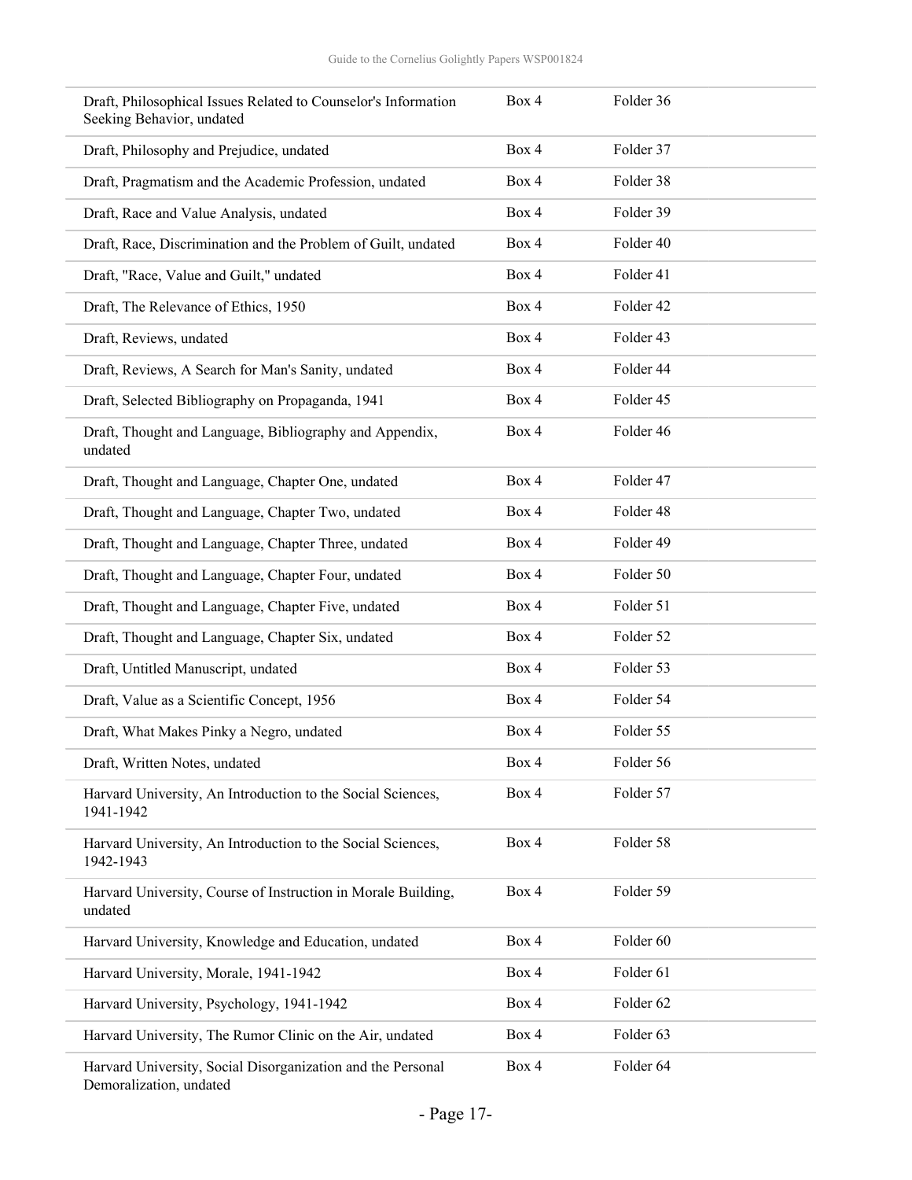| | | |
|---|---|---|
| Draft, Philosophical Issues Related to Counselor's Information Seeking Behavior, undated | Box 4 | Folder 36 |
| Draft, Philosophy and Prejudice, undated | Box 4 | Folder 37 |
| Draft, Pragmatism and the Academic Profession, undated | Box 4 | Folder 38 |
| Draft, Race and Value Analysis, undated | Box 4 | Folder 39 |
| Draft, Race, Discrimination and the Problem of Guilt, undated | Box 4 | Folder 40 |
| Draft, "Race, Value and Guilt," undated | Box 4 | Folder 41 |
| Draft, The Relevance of Ethics, 1950 | Box 4 | Folder 42 |
| Draft, Reviews, undated | Box 4 | Folder 43 |
| Draft, Reviews, A Search for Man's Sanity, undated | Box 4 | Folder 44 |
| Draft, Selected Bibliography on Propaganda, 1941 | Box 4 | Folder 45 |
| Draft, Thought and Language, Bibliography and Appendix, undated | Box 4 | Folder 46 |
| Draft, Thought and Language, Chapter One, undated | Box 4 | Folder 47 |
| Draft, Thought and Language, Chapter Two, undated | Box 4 | Folder 48 |
| Draft, Thought and Language, Chapter Three, undated | Box 4 | Folder 49 |
| Draft, Thought and Language, Chapter Four, undated | Box 4 | Folder 50 |
| Draft, Thought and Language, Chapter Five, undated | Box 4 | Folder 51 |
| Draft, Thought and Language, Chapter Six, undated | Box 4 | Folder 52 |
| Draft, Untitled Manuscript, undated | Box 4 | Folder 53 |
| Draft, Value as a Scientific Concept, 1956 | Box 4 | Folder 54 |
| Draft, What Makes Pinky a Negro, undated | Box 4 | Folder 55 |
| Draft, Written Notes, undated | Box 4 | Folder 56 |
| Harvard University, An Introduction to the Social Sciences, 1941-1942 | Box 4 | Folder 57 |
| Harvard University, An Introduction to the Social Sciences, 1942-1943 | Box 4 | Folder 58 |
| Harvard University, Course of Instruction in Morale Building, undated | Box 4 | Folder 59 |
| Harvard University, Knowledge and Education, undated | Box 4 | Folder 60 |
| Harvard University, Morale, 1941-1942 | Box 4 | Folder 61 |
| Harvard University, Psychology, 1941-1942 | Box 4 | Folder 62 |
| Harvard University, The Rumor Clinic on the Air, undated | Box 4 | Folder 63 |
| Harvard University, Social Disorganization and the Personal Demoralization, undated | Box 4 | Folder 64 |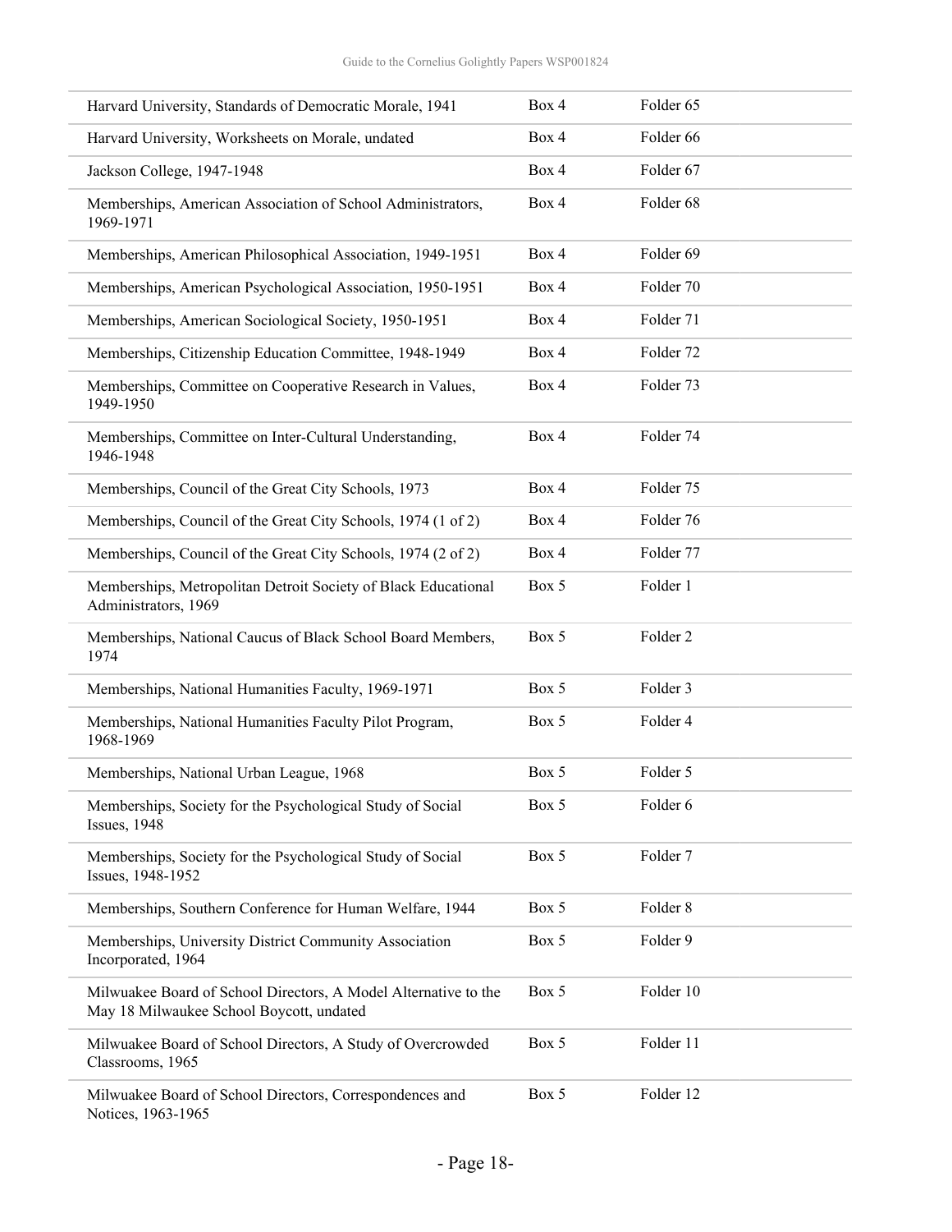| | | |
|---|---|---|
| Harvard University, Standards of Democratic Morale, 1941 | Box 4 | Folder 65 |
| Harvard University, Worksheets on Morale, undated | Box 4 | Folder 66 |
| Jackson College, 1947-1948 | Box 4 | Folder 67 |
| Memberships, American Association of School Administrators, 1969-1971 | Box 4 | Folder 68 |
| Memberships, American Philosophical Association, 1949-1951 | Box 4 | Folder 69 |
| Memberships, American Psychological Association, 1950-1951 | Box 4 | Folder 70 |
| Memberships, American Sociological Society, 1950-1951 | Box 4 | Folder 71 |
| Memberships, Citizenship Education Committee, 1948-1949 | Box 4 | Folder 72 |
| Memberships, Committee on Cooperative Research in Values, 1949-1950 | Box 4 | Folder 73 |
| Memberships, Committee on Inter-Cultural Understanding, 1946-1948 | Box 4 | Folder 74 |
| Memberships, Council of the Great City Schools, 1973 | Box 4 | Folder 75 |
| Memberships, Council of the Great City Schools, 1974 (1 of 2) | Box 4 | Folder 76 |
| Memberships, Council of the Great City Schools, 1974 (2 of 2) | Box 4 | Folder 77 |
| Memberships, Metropolitan Detroit Society of Black Educational Administrators, 1969 | Box 5 | Folder 1 |
| Memberships, National Caucus of Black School Board Members, 1974 | Box 5 | Folder 2 |
| Memberships, National Humanities Faculty, 1969-1971 | Box 5 | Folder 3 |
| Memberships, National Humanities Faculty Pilot Program, 1968-1969 | Box 5 | Folder 4 |
| Memberships, National Urban League, 1968 | Box 5 | Folder 5 |
| Memberships, Society for the Psychological Study of Social Issues, 1948 | Box 5 | Folder 6 |
| Memberships, Society for the Psychological Study of Social Issues, 1948-1952 | Box 5 | Folder 7 |
| Memberships, Southern Conference for Human Welfare, 1944 | Box 5 | Folder 8 |
| Memberships, University District Community Association Incorporated, 1964 | Box 5 | Folder 9 |
| Milwuakee Board of School Directors, A Model Alternative to the May 18 Milwaukee School Boycott, undated | Box 5 | Folder 10 |
| Milwuakee Board of School Directors, A Study of Overcrowded Classrooms, 1965 | Box 5 | Folder 11 |
| Milwuakee Board of School Directors, Correspondences and Notices, 1963-1965 | Box 5 | Folder 12 |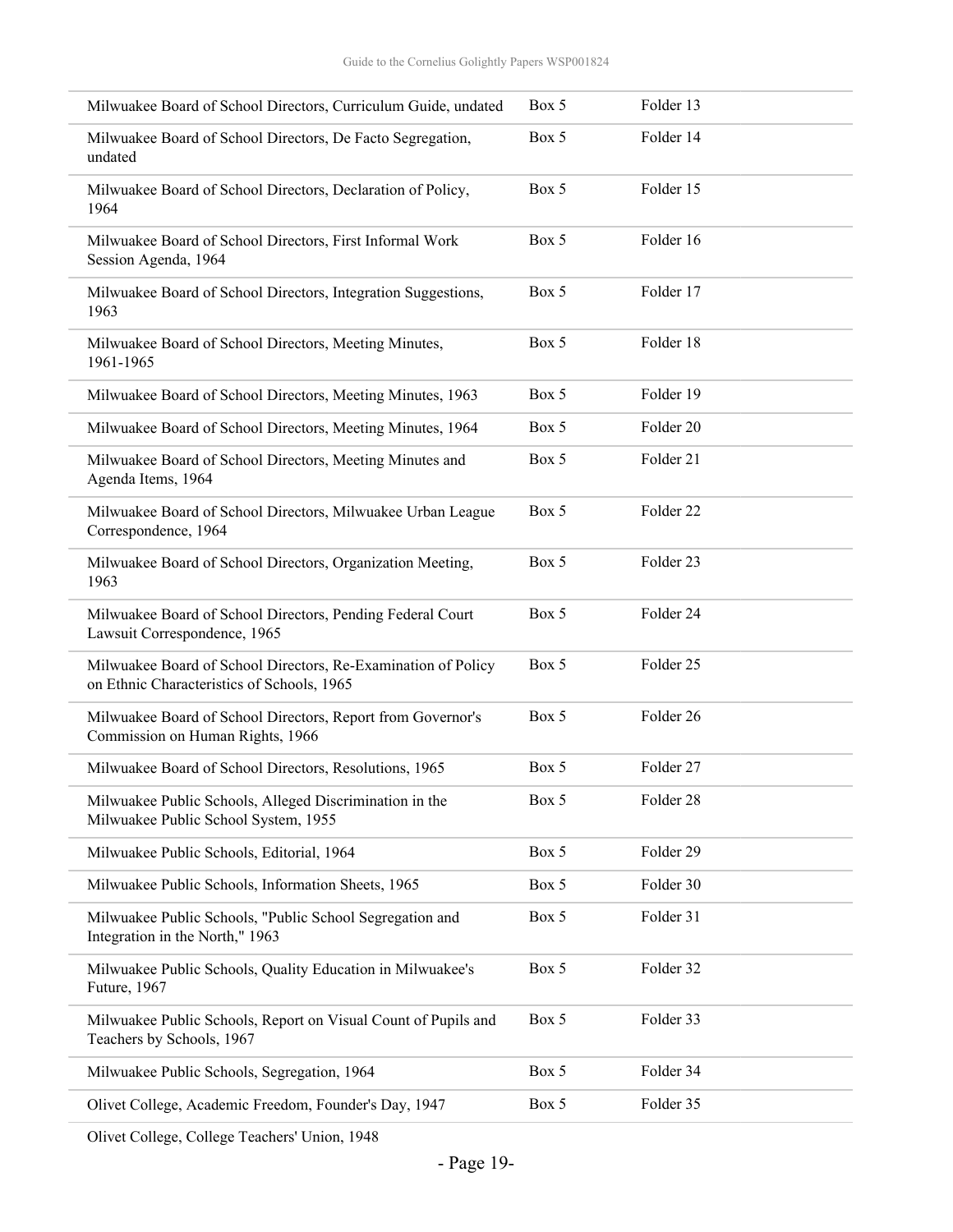| | | |
|---|---|---|
| Milwuakee Board of School Directors, Curriculum Guide, undated | Box 5 | Folder 13 |
| Milwuakee Board of School Directors, De Facto Segregation, undated | Box 5 | Folder 14 |
| Milwuakee Board of School Directors, Declaration of Policy, 1964 | Box 5 | Folder 15 |
| Milwuakee Board of School Directors, First Informal Work Session Agenda, 1964 | Box 5 | Folder 16 |
| Milwuakee Board of School Directors, Integration Suggestions, 1963 | Box 5 | Folder 17 |
| Milwuakee Board of School Directors, Meeting Minutes, 1961-1965 | Box 5 | Folder 18 |
| Milwuakee Board of School Directors, Meeting Minutes, 1963 | Box 5 | Folder 19 |
| Milwuakee Board of School Directors, Meeting Minutes, 1964 | Box 5 | Folder 20 |
| Milwuakee Board of School Directors, Meeting Minutes and Agenda Items, 1964 | Box 5 | Folder 21 |
| Milwuakee Board of School Directors, Milwuakee Urban League Correspondence, 1964 | Box 5 | Folder 22 |
| Milwuakee Board of School Directors, Organization Meeting, 1963 | Box 5 | Folder 23 |
| Milwuakee Board of School Directors, Pending Federal Court Lawsuit Correspondence, 1965 | Box 5 | Folder 24 |
| Milwuakee Board of School Directors, Re-Examination of Policy on Ethnic Characteristics of Schools, 1965 | Box 5 | Folder 25 |
| Milwuakee Board of School Directors, Report from Governor's Commission on Human Rights, 1966 | Box 5 | Folder 26 |
| Milwuakee Board of School Directors, Resolutions, 1965 | Box 5 | Folder 27 |
| Milwuakee Public Schools, Alleged Discrimination in the Milwuakee Public School System, 1955 | Box 5 | Folder 28 |
| Milwuakee Public Schools, Editorial, 1964 | Box 5 | Folder 29 |
| Milwuakee Public Schools, Information Sheets, 1965 | Box 5 | Folder 30 |
| Milwuakee Public Schools, "Public School Segregation and Integration in the North," 1963 | Box 5 | Folder 31 |
| Milwuakee Public Schools, Quality Education in Milwuakee's Future, 1967 | Box 5 | Folder 32 |
| Milwuakee Public Schools, Report on Visual Count of Pupils and Teachers by Schools, 1967 | Box 5 | Folder 33 |
| Milwuakee Public Schools, Segregation, 1964 | Box 5 | Folder 34 |
| Olivet College, Academic Freedom, Founder's Day, 1947 | Box 5 | Folder 35 |
| Olivet College, College Teachers' Union, 1948 | | |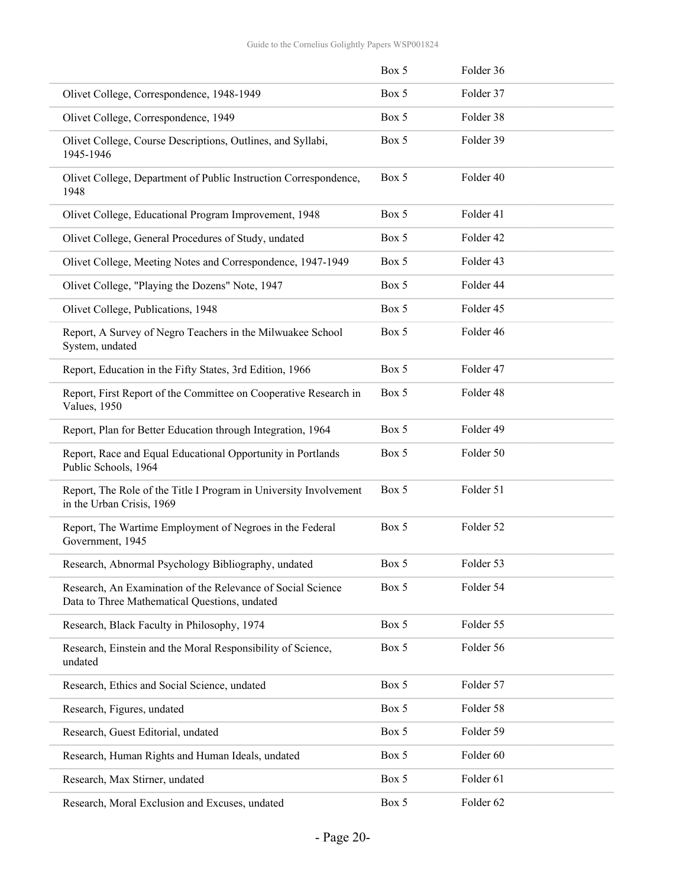| | | |
|---|---|---|
| | Box 5 | Folder 36 |
| Olivet College, Correspondence, 1948-1949 | Box 5 | Folder 37 |
| Olivet College, Correspondence, 1949 | Box 5 | Folder 38 |
| Olivet College, Course Descriptions, Outlines, and Syllabi, 1945-1946 | Box 5 | Folder 39 |
| Olivet College, Department of Public Instruction Correspondence, 1948 | Box 5 | Folder 40 |
| Olivet College, Educational Program Improvement, 1948 | Box 5 | Folder 41 |
| Olivet College, General Procedures of Study, undated | Box 5 | Folder 42 |
| Olivet College, Meeting Notes and Correspondence, 1947-1949 | Box 5 | Folder 43 |
| Olivet College, "Playing the Dozens" Note, 1947 | Box 5 | Folder 44 |
| Olivet College, Publications, 1948 | Box 5 | Folder 45 |
| Report, A Survey of Negro Teachers in the Milwuakee School System, undated | Box 5 | Folder 46 |
| Report, Education in the Fifty States, 3rd Edition, 1966 | Box 5 | Folder 47 |
| Report, First Report of the Committee on Cooperative Research in Values, 1950 | Box 5 | Folder 48 |
| Report, Plan for Better Education through Integration, 1964 | Box 5 | Folder 49 |
| Report, Race and Equal Educational Opportunity in Portlands Public Schools, 1964 | Box 5 | Folder 50 |
| Report, The Role of the Title I Program in University Involvement in the Urban Crisis, 1969 | Box 5 | Folder 51 |
| Report, The Wartime Employment of Negroes in the Federal Government, 1945 | Box 5 | Folder 52 |
| Research, Abnormal Psychology Bibliography, undated | Box 5 | Folder 53 |
| Research, An Examination of the Relevance of Social Science Data to Three Mathematical Questions, undated | Box 5 | Folder 54 |
| Research, Black Faculty in Philosophy, 1974 | Box 5 | Folder 55 |
| Research, Einstein and the Moral Responsibility of Science, undated | Box 5 | Folder 56 |
| Research, Ethics and Social Science, undated | Box 5 | Folder 57 |
| Research, Figures, undated | Box 5 | Folder 58 |
| Research, Guest Editorial, undated | Box 5 | Folder 59 |
| Research, Human Rights and Human Ideals, undated | Box 5 | Folder 60 |
| Research, Max Stirner, undated | Box 5 | Folder 61 |
| Research, Moral Exclusion and Excuses, undated | Box 5 | Folder 62 |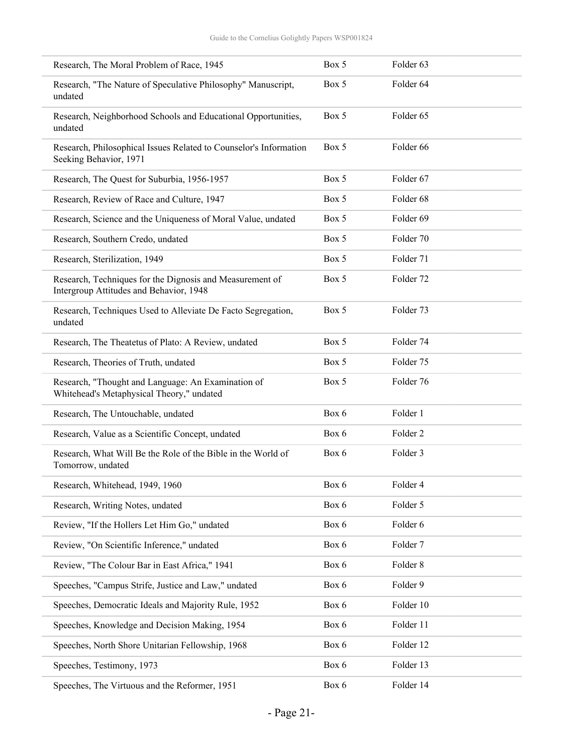| | | |
|---|---|---|
| Research, The Moral Problem of Race, 1945 | Box 5 | Folder 63 |
| Research, "The Nature of Speculative Philosophy" Manuscript, undated | Box 5 | Folder 64 |
| Research, Neighborhood Schools and Educational Opportunities, undated | Box 5 | Folder 65 |
| Research, Philosophical Issues Related to Counselor's Information Seeking Behavior, 1971 | Box 5 | Folder 66 |
| Research, The Quest for Suburbia, 1956-1957 | Box 5 | Folder 67 |
| Research, Review of Race and Culture, 1947 | Box 5 | Folder 68 |
| Research, Science and the Uniqueness of Moral Value, undated | Box 5 | Folder 69 |
| Research, Southern Credo, undated | Box 5 | Folder 70 |
| Research, Sterilization, 1949 | Box 5 | Folder 71 |
| Research, Techniques for the Dignosis and Measurement of Intergroup Attitudes and Behavior, 1948 | Box 5 | Folder 72 |
| Research, Techniques Used to Alleviate De Facto Segregation, undated | Box 5 | Folder 73 |
| Research, The Theatetus of Plato: A Review, undated | Box 5 | Folder 74 |
| Research, Theories of Truth, undated | Box 5 | Folder 75 |
| Research, "Thought and Language: An Examination of Whitehead's Metaphysical Theory," undated | Box 5 | Folder 76 |
| Research, The Untouchable, undated | Box 6 | Folder 1 |
| Research, Value as a Scientific Concept, undated | Box 6 | Folder 2 |
| Research, What Will Be the Role of the Bible in the World of Tomorrow, undated | Box 6 | Folder 3 |
| Research, Whitehead, 1949, 1960 | Box 6 | Folder 4 |
| Research, Writing Notes, undated | Box 6 | Folder 5 |
| Review, "If the Hollers Let Him Go," undated | Box 6 | Folder 6 |
| Review, "On Scientific Inference," undated | Box 6 | Folder 7 |
| Review, "The Colour Bar in East Africa," 1941 | Box 6 | Folder 8 |
| Speeches, "Campus Strife, Justice and Law," undated | Box 6 | Folder 9 |
| Speeches, Democratic Ideals and Majority Rule, 1952 | Box 6 | Folder 10 |
| Speeches, Knowledge and Decision Making, 1954 | Box 6 | Folder 11 |
| Speeches, North Shore Unitarian Fellowship, 1968 | Box 6 | Folder 12 |
| Speeches, Testimony, 1973 | Box 6 | Folder 13 |
| Speeches, The Virtuous and the Reformer, 1951 | Box 6 | Folder 14 |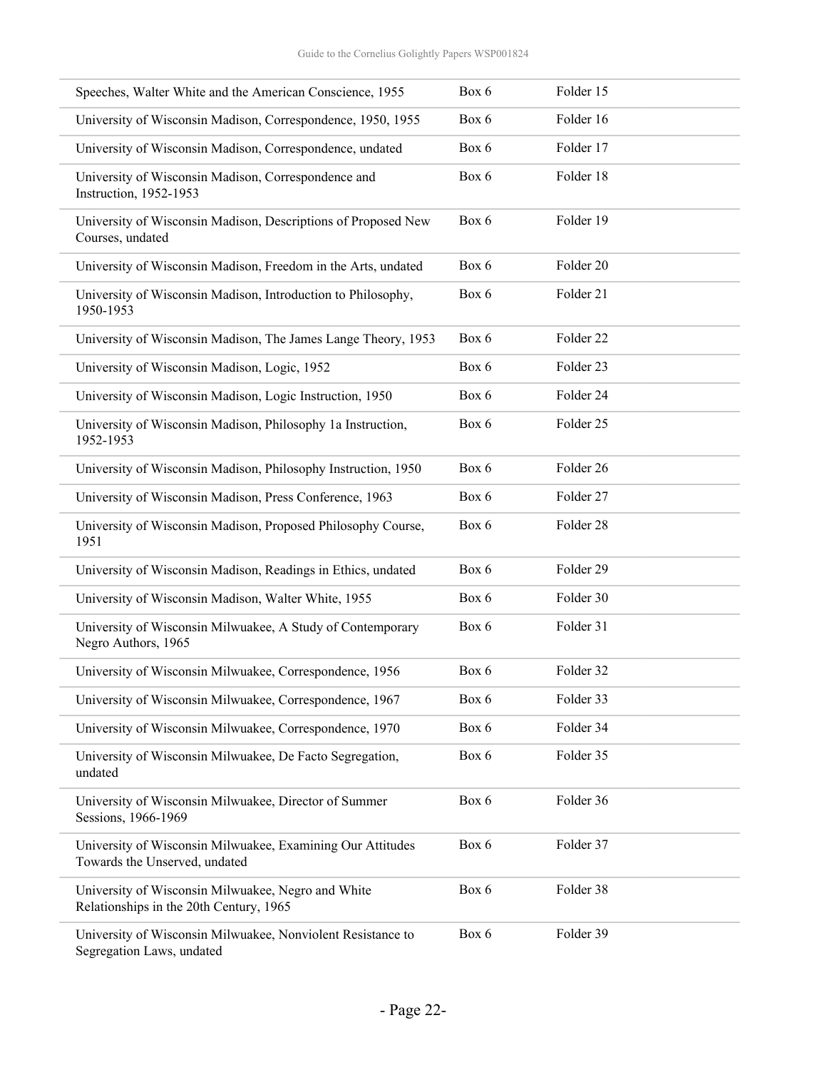| | | |
|---|---|---|
| Speeches, Walter White and the American Conscience, 1955 | Box 6 | Folder 15 |
| University of Wisconsin Madison, Correspondence, 1950, 1955 | Box 6 | Folder 16 |
| University of Wisconsin Madison, Correspondence, undated | Box 6 | Folder 17 |
| University of Wisconsin Madison, Correspondence and Instruction, 1952-1953 | Box 6 | Folder 18 |
| University of Wisconsin Madison, Descriptions of Proposed New Courses, undated | Box 6 | Folder 19 |
| University of Wisconsin Madison, Freedom in the Arts, undated | Box 6 | Folder 20 |
| University of Wisconsin Madison, Introduction to Philosophy, 1950-1953 | Box 6 | Folder 21 |
| University of Wisconsin Madison, The James Lange Theory, 1953 | Box 6 | Folder 22 |
| University of Wisconsin Madison, Logic, 1952 | Box 6 | Folder 23 |
| University of Wisconsin Madison, Logic Instruction, 1950 | Box 6 | Folder 24 |
| University of Wisconsin Madison, Philosophy 1a Instruction, 1952-1953 | Box 6 | Folder 25 |
| University of Wisconsin Madison, Philosophy Instruction, 1950 | Box 6 | Folder 26 |
| University of Wisconsin Madison, Press Conference, 1963 | Box 6 | Folder 27 |
| University of Wisconsin Madison, Proposed Philosophy Course, 1951 | Box 6 | Folder 28 |
| University of Wisconsin Madison, Readings in Ethics, undated | Box 6 | Folder 29 |
| University of Wisconsin Madison, Walter White, 1955 | Box 6 | Folder 30 |
| University of Wisconsin Milwuakee, A Study of Contemporary Negro Authors, 1965 | Box 6 | Folder 31 |
| University of Wisconsin Milwuakee, Correspondence, 1956 | Box 6 | Folder 32 |
| University of Wisconsin Milwuakee, Correspondence, 1967 | Box 6 | Folder 33 |
| University of Wisconsin Milwuakee, Correspondence, 1970 | Box 6 | Folder 34 |
| University of Wisconsin Milwuakee, De Facto Segregation, undated | Box 6 | Folder 35 |
| University of Wisconsin Milwuakee, Director of Summer Sessions, 1966-1969 | Box 6 | Folder 36 |
| University of Wisconsin Milwuakee, Examining Our Attitudes Towards the Unserved, undated | Box 6 | Folder 37 |
| University of Wisconsin Milwuakee, Negro and White Relationships in the 20th Century, 1965 | Box 6 | Folder 38 |
| University of Wisconsin Milwuakee, Nonviolent Resistance to Segregation Laws, undated | Box 6 | Folder 39 |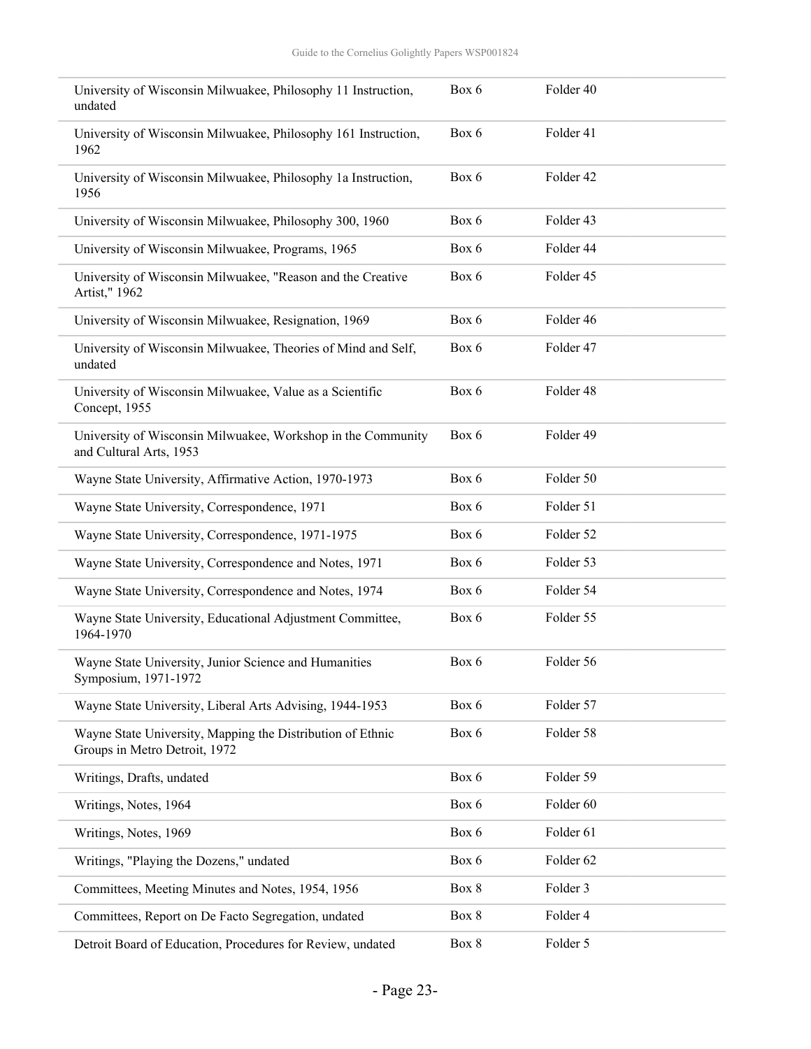| | | |
|---|---|---|
| University of Wisconsin Milwuakee, Philosophy 11 Instruction, undated | Box 6 | Folder 40 |
| University of Wisconsin Milwuakee, Philosophy 161 Instruction, 1962 | Box 6 | Folder 41 |
| University of Wisconsin Milwuakee, Philosophy 1a Instruction, 1956 | Box 6 | Folder 42 |
| University of Wisconsin Milwuakee, Philosophy 300, 1960 | Box 6 | Folder 43 |
| University of Wisconsin Milwuakee, Programs, 1965 | Box 6 | Folder 44 |
| University of Wisconsin Milwuakee, "Reason and the Creative Artist," 1962 | Box 6 | Folder 45 |
| University of Wisconsin Milwuakee, Resignation, 1969 | Box 6 | Folder 46 |
| University of Wisconsin Milwuakee, Theories of Mind and Self, undated | Box 6 | Folder 47 |
| University of Wisconsin Milwuakee, Value as a Scientific Concept, 1955 | Box 6 | Folder 48 |
| University of Wisconsin Milwuakee, Workshop in the Community and Cultural Arts, 1953 | Box 6 | Folder 49 |
| Wayne State University, Affirmative Action, 1970-1973 | Box 6 | Folder 50 |
| Wayne State University, Correspondence, 1971 | Box 6 | Folder 51 |
| Wayne State University, Correspondence, 1971-1975 | Box 6 | Folder 52 |
| Wayne State University, Correspondence and Notes, 1971 | Box 6 | Folder 53 |
| Wayne State University, Correspondence and Notes, 1974 | Box 6 | Folder 54 |
| Wayne State University, Educational Adjustment Committee, 1964-1970 | Box 6 | Folder 55 |
| Wayne State University, Junior Science and Humanities Symposium, 1971-1972 | Box 6 | Folder 56 |
| Wayne State University, Liberal Arts Advising, 1944-1953 | Box 6 | Folder 57 |
| Wayne State University, Mapping the Distribution of Ethnic Groups in Metro Detroit, 1972 | Box 6 | Folder 58 |
| Writings, Drafts, undated | Box 6 | Folder 59 |
| Writings, Notes, 1964 | Box 6 | Folder 60 |
| Writings, Notes, 1969 | Box 6 | Folder 61 |
| Writings, "Playing the Dozens," undated | Box 6 | Folder 62 |
| Committees, Meeting Minutes and Notes, 1954, 1956 | Box 8 | Folder 3 |
| Committees, Report on De Facto Segregation, undated | Box 8 | Folder 4 |
| Detroit Board of Education, Procedures for Review, undated | Box 8 | Folder 5 |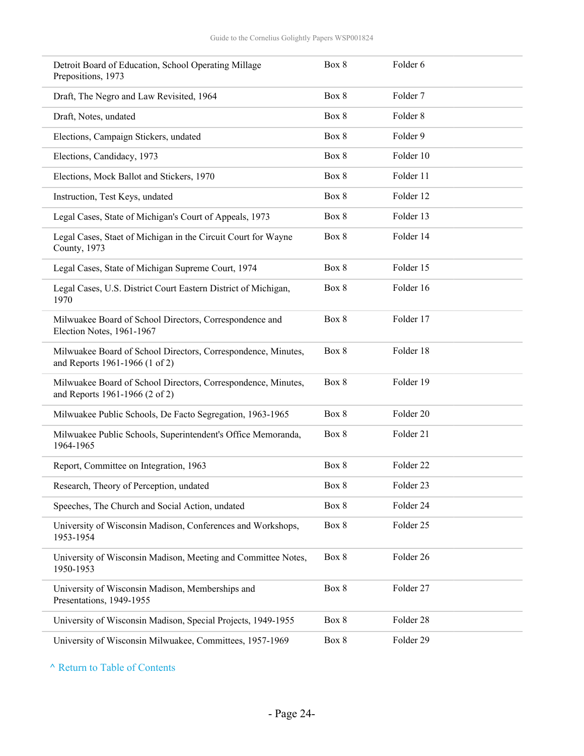| | | |
|---|---|---|
| Detroit Board of Education, School Operating Millage Prepositions, 1973 | Box 8 | Folder 6 |
| Draft, The Negro and Law Revisited, 1964 | Box 8 | Folder 7 |
| Draft, Notes, undated | Box 8 | Folder 8 |
| Elections, Campaign Stickers, undated | Box 8 | Folder 9 |
| Elections, Candidacy, 1973 | Box 8 | Folder 10 |
| Elections, Mock Ballot and Stickers, 1970 | Box 8 | Folder 11 |
| Instruction, Test Keys, undated | Box 8 | Folder 12 |
| Legal Cases, State of Michigan's Court of Appeals, 1973 | Box 8 | Folder 13 |
| Legal Cases, Staet of Michigan in the Circuit Court for Wayne County, 1973 | Box 8 | Folder 14 |
| Legal Cases, State of Michigan Supreme Court, 1974 | Box 8 | Folder 15 |
| Legal Cases, U.S. District Court Eastern District of Michigan, 1970 | Box 8 | Folder 16 |
| Milwuakee Board of School Directors, Correspondence and Election Notes, 1961-1967 | Box 8 | Folder 17 |
| Milwuakee Board of School Directors, Correspondence, Minutes, and Reports 1961-1966 (1 of 2) | Box 8 | Folder 18 |
| Milwuakee Board of School Directors, Correspondence, Minutes, and Reports 1961-1966 (2 of 2) | Box 8 | Folder 19 |
| Milwuakee Public Schools, De Facto Segregation, 1963-1965 | Box 8 | Folder 20 |
| Milwuakee Public Schools, Superintendent's Office Memoranda, 1964-1965 | Box 8 | Folder 21 |
| Report, Committee on Integration, 1963 | Box 8 | Folder 22 |
| Research, Theory of Perception, undated | Box 8 | Folder 23 |
| Speeches, The Church and Social Action, undated | Box 8 | Folder 24 |
| University of Wisconsin Madison, Conferences and Workshops, 1953-1954 | Box 8 | Folder 25 |
| University of Wisconsin Madison, Meeting and Committee Notes, 1950-1953 | Box 8 | Folder 26 |
| University of Wisconsin Madison, Memberships and Presentations, 1949-1955 | Box 8 | Folder 27 |
| University of Wisconsin Madison, Special Projects, 1949-1955 | Box 8 | Folder 28 |
| University of Wisconsin Milwaukee, Committees, 1957-1969 | Box 8 | Folder 29 |

^ Return to Table of Contents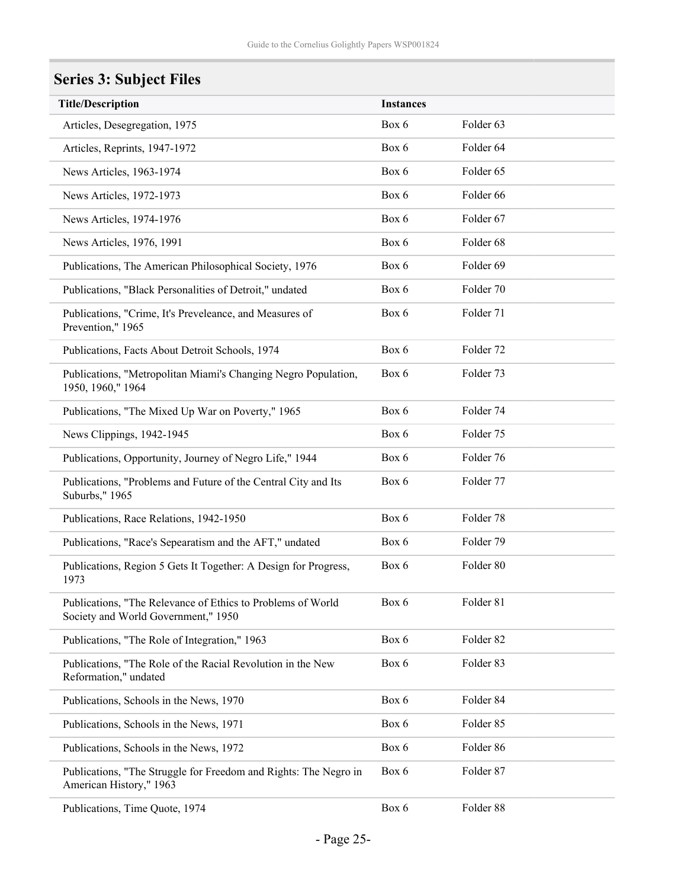## Series 3: Subject Files

| Title/Description | Instances | |
|---|---|---|
| Articles, Desegregation, 1975 | Box 6 | Folder 63 |
| Articles, Reprints, 1947-1972 | Box 6 | Folder 64 |
| News Articles, 1963-1974 | Box 6 | Folder 65 |
| News Articles, 1972-1973 | Box 6 | Folder 66 |
| News Articles, 1974-1976 | Box 6 | Folder 67 |
| News Articles, 1976, 1991 | Box 6 | Folder 68 |
| Publications, The American Philosophical Society, 1976 | Box 6 | Folder 69 |
| Publications, "Black Personalities of Detroit," undated | Box 6 | Folder 70 |
| Publications, "Crime, It's Preveleance, and Measures of Prevention," 1965 | Box 6 | Folder 71 |
| Publications, Facts About Detroit Schools, 1974 | Box 6 | Folder 72 |
| Publications, "Metropolitan Miami's Changing Negro Population, 1950, 1960," 1964 | Box 6 | Folder 73 |
| Publications, "The Mixed Up War on Poverty," 1965 | Box 6 | Folder 74 |
| News Clippings, 1942-1945 | Box 6 | Folder 75 |
| Publications, Opportunity, Journey of Negro Life," 1944 | Box 6 | Folder 76 |
| Publications, "Problems and Future of the Central City and Its Suburbs," 1965 | Box 6 | Folder 77 |
| Publications, Race Relations, 1942-1950 | Box 6 | Folder 78 |
| Publications, "Race's Sepearatism and the AFT," undated | Box 6 | Folder 79 |
| Publications, Region 5 Gets It Together: A Design for Progress, 1973 | Box 6 | Folder 80 |
| Publications, "The Relevance of Ethics to Problems of World Society and World Government," 1950 | Box 6 | Folder 81 |
| Publications, "The Role of Integration," 1963 | Box 6 | Folder 82 |
| Publications, "The Role of the Racial Revolution in the New Reformation," undated | Box 6 | Folder 83 |
| Publications, Schools in the News, 1970 | Box 6 | Folder 84 |
| Publications, Schools in the News, 1971 | Box 6 | Folder 85 |
| Publications, Schools in the News, 1972 | Box 6 | Folder 86 |
| Publications, "The Struggle for Freedom and Rights: The Negro in American History," 1963 | Box 6 | Folder 87 |
| Publications, Time Quote, 1974 | Box 6 | Folder 88 |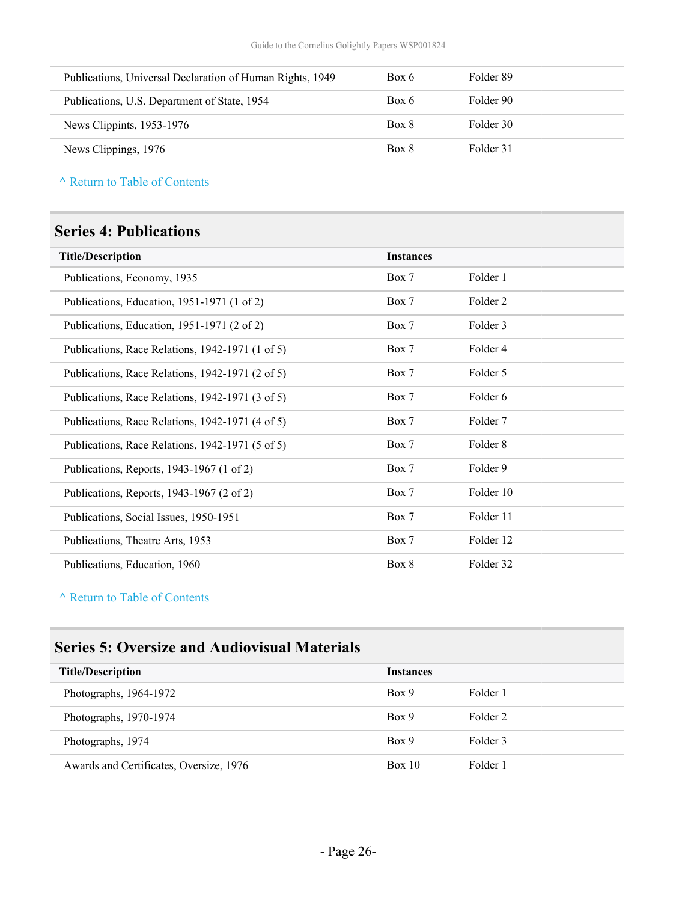| | | |
|---|---|---|
| Publications, Universal Declaration of Human Rights, 1949 | Box 6 | Folder 89 |
| Publications, U.S. Department of State, 1954 | Box 6 | Folder 90 |
| News Clippints, 1953-1976 | Box 8 | Folder 30 |
| News Clippings, 1976 | Box 8 | Folder 31 |

^ Return to Table of Contents

## Series 4: Publications

| Title/Description | Instances | |
|---|---|---|
| Publications, Economy, 1935 | Box 7 | Folder 1 |
| Publications, Education, 1951-1971 (1 of 2) | Box 7 | Folder 2 |
| Publications, Education, 1951-1971 (2 of 2) | Box 7 | Folder 3 |
| Publications, Race Relations, 1942-1971 (1 of 5) | Box 7 | Folder 4 |
| Publications, Race Relations, 1942-1971 (2 of 5) | Box 7 | Folder 5 |
| Publications, Race Relations, 1942-1971 (3 of 5) | Box 7 | Folder 6 |
| Publications, Race Relations, 1942-1971 (4 of 5) | Box 7 | Folder 7 |
| Publications, Race Relations, 1942-1971 (5 of 5) | Box 7 | Folder 8 |
| Publications, Reports, 1943-1967 (1 of 2) | Box 7 | Folder 9 |
| Publications, Reports, 1943-1967 (2 of 2) | Box 7 | Folder 10 |
| Publications, Social Issues, 1950-1951 | Box 7 | Folder 11 |
| Publications, Theatre Arts, 1953 | Box 7 | Folder 12 |
| Publications, Education, 1960 | Box 8 | Folder 32 |

^ Return to Table of Contents

## Series 5: Oversize and Audiovisual Materials

| Title/Description | Instances | |
|---|---|---|
| Photographs, 1964-1972 | Box 9 | Folder 1 |
| Photographs, 1970-1974 | Box 9 | Folder 2 |
| Photographs, 1974 | Box 9 | Folder 3 |
| Awards and Certificates, Oversize, 1976 | Box 10 | Folder 1 |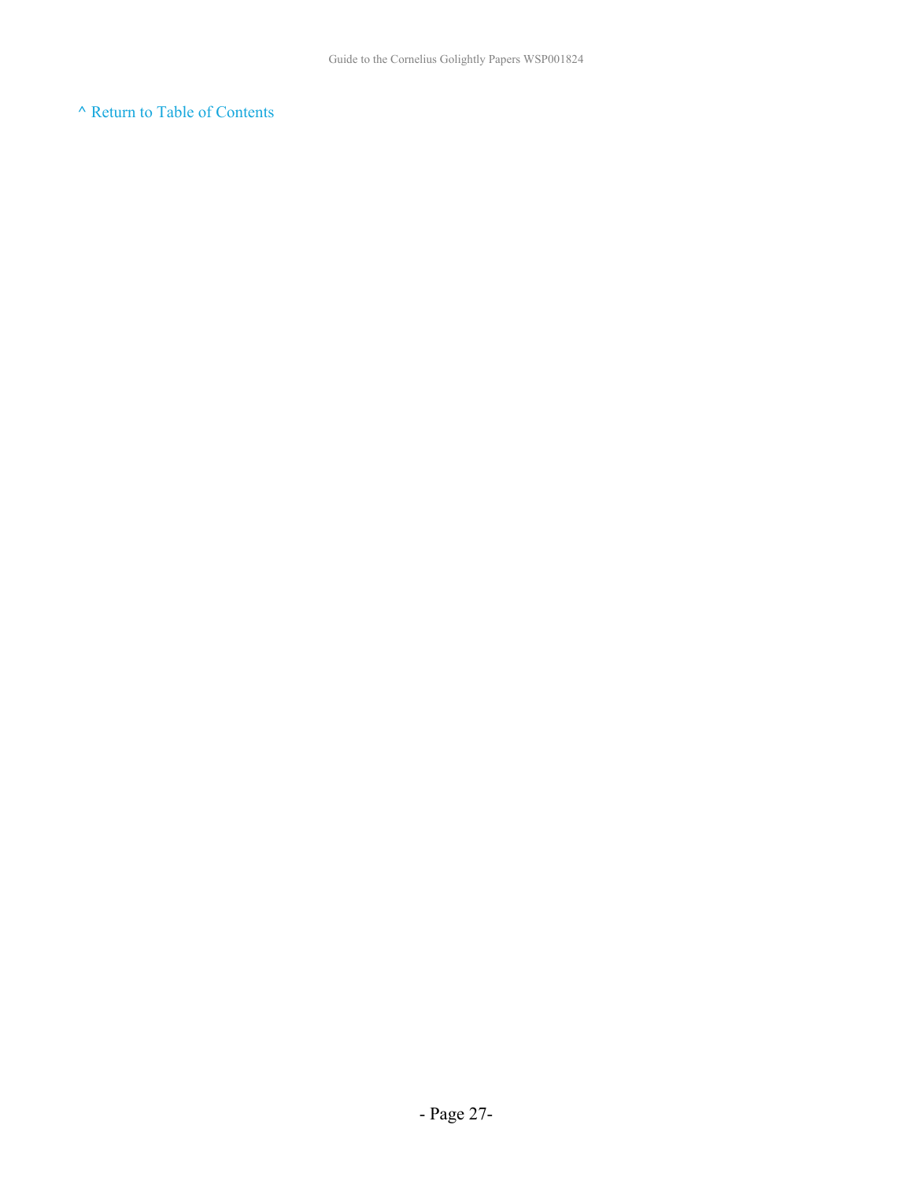^ Return to Table of Contents